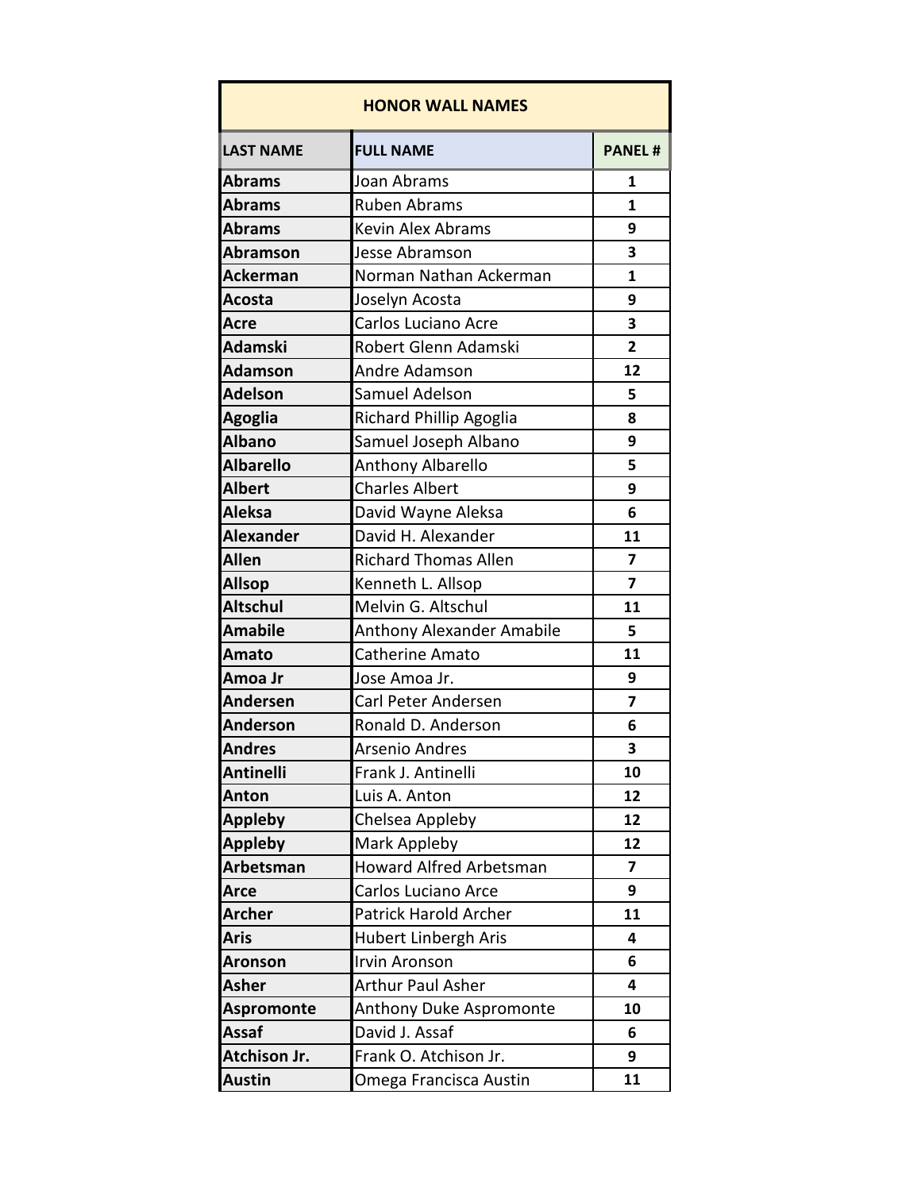| HONOR WALL NAMES | | |
|---|---|---|
| **LAST NAME** | **FULL NAME** | **PANEL #** |
| **Abrams** | Joan Abrams | **1** |
| **Abrams** | Ruben Abrams | **1** |
| **Abrams** | Kevin Alex Abrams | **9** |
| **Abramson** | Jesse Abramson | **3** |
| **Ackerman** | Norman Nathan Ackerman | **1** |
| **Acosta** | Joselyn Acosta | **9** |
| **Acre** | Carlos Luciano Acre | **3** |
| **Adamski** | Robert Glenn Adamski | **2** |
| **Adamson** | Andre Adamson | **12** |
| **Adelson** | Samuel Adelson | **5** |
| **Agoglia** | Richard Phillip Agoglia | **8** |
| **Albano** | Samuel Joseph Albano | **9** |
| **Albarello** | Anthony Albarello | **5** |
| **Albert** | Charles Albert | **9** |
| **Aleksa** | David Wayne Aleksa | **6** |
| **Alexander** | David H. Alexander | **11** |
| **Allen** | Richard Thomas Allen | **7** |
| **Allsop** | Kenneth L. Allsop | **7** |
| **Altschul** | Melvin G. Altschul | **11** |
| **Amabile** | Anthony Alexander Amabile | **5** |
| **Amato** | Catherine Amato | **11** |
| **Amoa Jr** | Jose Amoa Jr. | **9** |
| **Andersen** | Carl Peter Andersen | **7** |
| **Anderson** | Ronald D. Anderson | **6** |
| **Andres** | Arsenio Andres | **3** |
| **Antinelli** | Frank J. Antinelli | **10** |
| **Anton** | Luis A. Anton | **12** |
| **Appleby** | Chelsea Appleby | **12** |
| **Appleby** | Mark Appleby | **12** |
| **Arbetsman** | Howard Alfred Arbetsman | **7** |
| **Arce** | Carlos Luciano Arce | **9** |
| **Archer** | Patrick Harold Archer | **11** |
| **Aris** | Hubert Linbergh Aris | **4** |
| **Aronson** | Irvin Aronson | **6** |
| **Asher** | Arthur Paul Asher | **4** |
| **Aspromonte** | Anthony Duke Aspromonte | **10** |
| **Assaf** | David J. Assaf | **6** |
| **Atchison Jr.** | Frank O. Atchison Jr. | **9** |
| **Austin** | Omega Francisca Austin | **11** |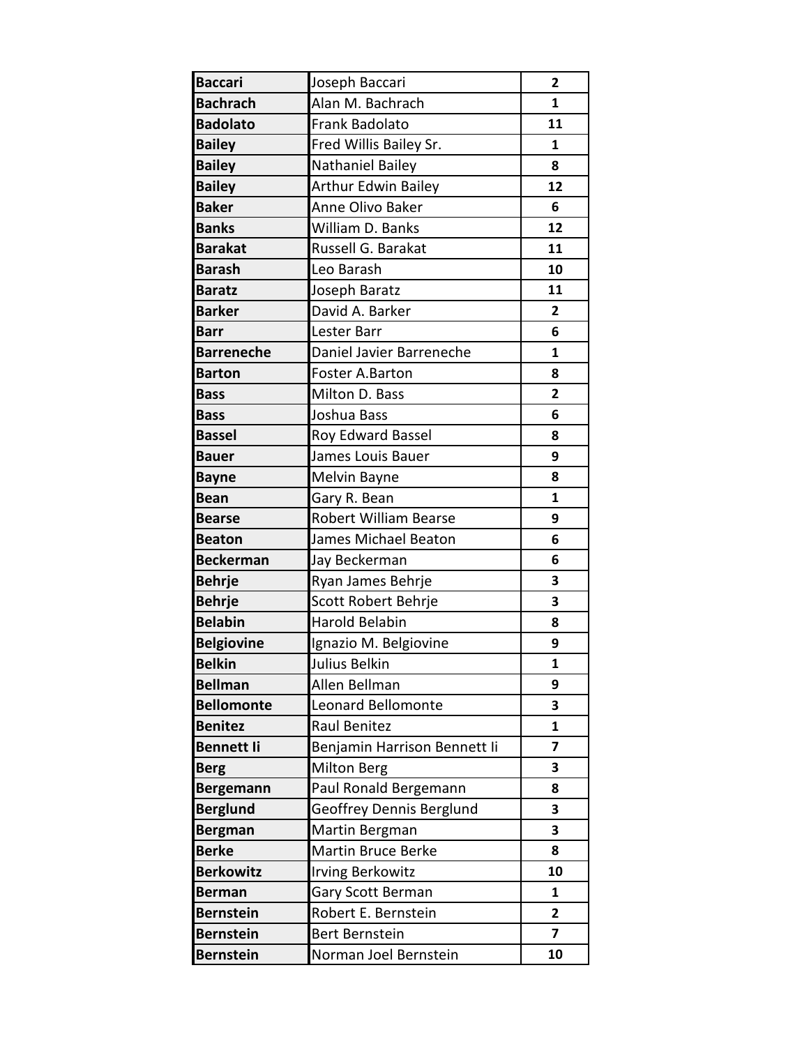| Baccari | Joseph Baccari | 2 |
|---|---|---|
| Bachrach | Alan M. Bachrach | 1 |
| Badolato | Frank Badolato | 11 |
| Bailey | Fred Willis Bailey Sr. | 1 |
| Bailey | Nathaniel Bailey | 8 |
| Bailey | Arthur Edwin Bailey | 12 |
| Baker | Anne Olivo Baker | 6 |
| Banks | William D. Banks | 12 |
| Barakat | Russell G. Barakat | 11 |
| Barash | Leo Barash | 10 |
| Baratz | Joseph Baratz | 11 |
| Barker | David A. Barker | 2 |
| Barr | Lester Barr | 6 |
| Barreneche | Daniel Javier Barreneche | 1 |
| Barton | Foster A.Barton | 8 |
| Bass | Milton D. Bass | 2 |
| Bass | Joshua Bass | 6 |
| Bassel | Roy Edward Bassel | 8 |
| Bauer | James Louis Bauer | 9 |
| Bayne | Melvin Bayne | 8 |
| Bean | Gary R. Bean | 1 |
| Bearse | Robert William Bearse | 9 |
| Beaton | James Michael Beaton | 6 |
| Beckerman | Jay Beckerman | 6 |
| Behrje | Ryan James Behrje | 3 |
| Behrje | Scott Robert Behrje | 3 |
| Belabin | Harold Belabin | 8 |
| Belgiovine | Ignazio M. Belgiovine | 9 |
| Belkin | Julius Belkin | 1 |
| Bellman | Allen Bellman | 9 |
| Bellomonte | Leonard Bellomonte | 3 |
| Benitez | Raul Benitez | 1 |
| Bennett Ii | Benjamin Harrison Bennett Ii | 7 |
| Berg | Milton Berg | 3 |
| Bergemann | Paul Ronald Bergemann | 8 |
| Berglund | Geoffrey Dennis Berglund | 3 |
| Bergman | Martin Bergman | 3 |
| Berke | Martin Bruce Berke | 8 |
| Berkowitz | Irving Berkowitz | 10 |
| Berman | Gary Scott Berman | 1 |
| Bernstein | Robert E. Bernstein | 2 |
| Bernstein | Bert Bernstein | 7 |
| Bernstein | Norman Joel Bernstein | 10 |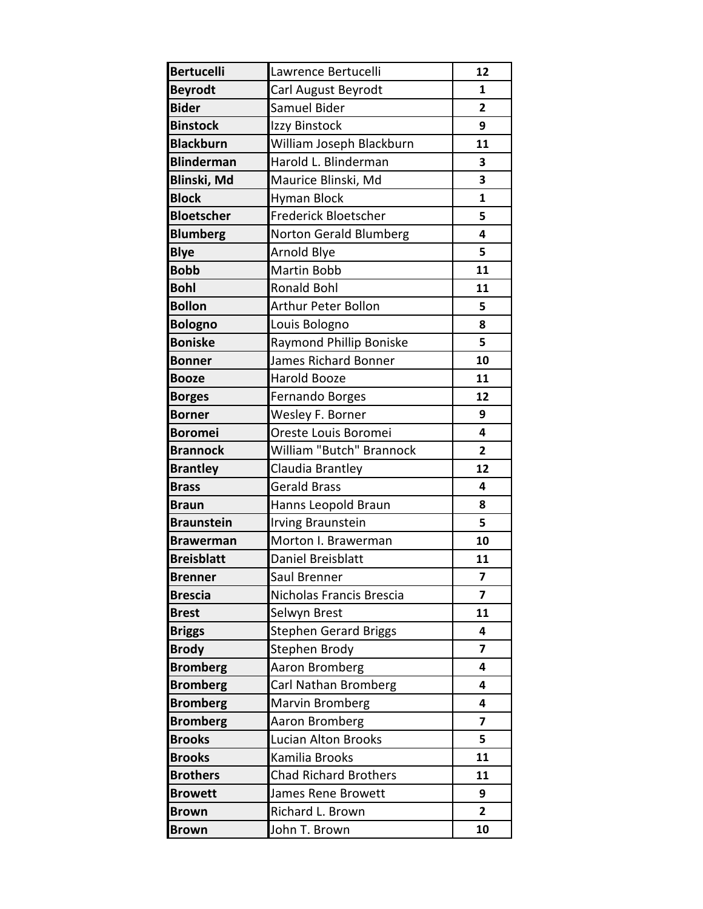| Bertucelli | Lawrence Bertucelli | 12 |
|---|---|---|
| Beyrodt | Carl August Beyrodt | 1 |
| Bider | Samuel Bider | 2 |
| Binstock | Izzy Binstock | 9 |
| Blackburn | William Joseph Blackburn | 11 |
| Blinderman | Harold L. Blinderman | 3 |
| Blinski, Md | Maurice Blinski, Md | 3 |
| Block | Hyman Block | 1 |
| Bloetscher | Frederick Bloetscher | 5 |
| Blumberg | Norton Gerald Blumberg | 4 |
| Blye | Arnold Blye | 5 |
| Bobb | Martin Bobb | 11 |
| Bohl | Ronald Bohl | 11 |
| Bollon | Arthur Peter Bollon | 5 |
| Bologno | Louis Bologno | 8 |
| Boniske | Raymond Phillip Boniske | 5 |
| Bonner | James Richard Bonner | 10 |
| Booze | Harold Booze | 11 |
| Borges | Fernando Borges | 12 |
| Borner | Wesley F. Borner | 9 |
| Boromei | Oreste Louis Boromei | 4 |
| Brannock | William "Butch" Brannock | 2 |
| Brantley | Claudia Brantley | 12 |
| Brass | Gerald Brass | 4 |
| Braun | Hanns Leopold Braun | 8 |
| Braunstein | Irving Braunstein | 5 |
| Brawerman | Morton I. Brawerman | 10 |
| Breisblatt | Daniel Breisblatt | 11 |
| Brenner | Saul Brenner | 7 |
| Brescia | Nicholas Francis Brescia | 7 |
| Brest | Selwyn Brest | 11 |
| Briggs | Stephen Gerard Briggs | 4 |
| Brody | Stephen Brody | 7 |
| Bromberg | Aaron Bromberg | 4 |
| Bromberg | Carl Nathan Bromberg | 4 |
| Bromberg | Marvin Bromberg | 4 |
| Bromberg | Aaron Bromberg | 7 |
| Brooks | Lucian Alton Brooks | 5 |
| Brooks | Kamilia Brooks | 11 |
| Brothers | Chad Richard Brothers | 11 |
| Browett | James Rene Browett | 9 |
| Brown | Richard L. Brown | 2 |
| Brown | John T. Brown | 10 |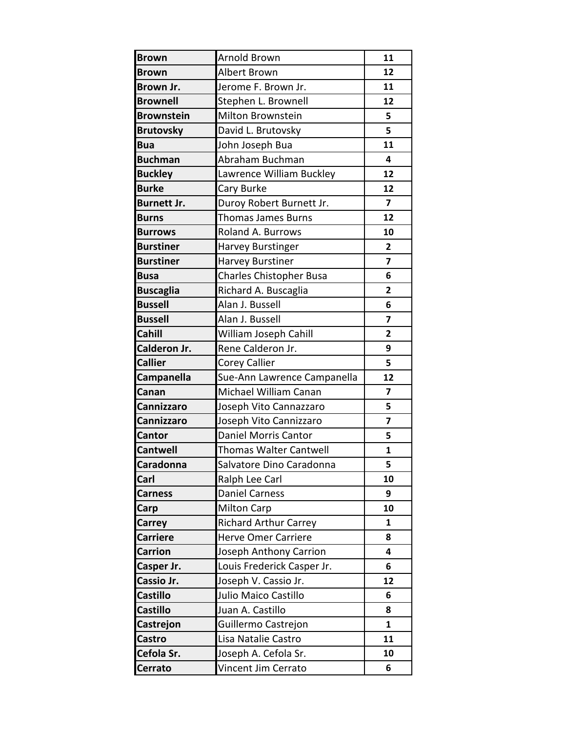| Brown | Arnold Brown | 11 |
|---|---|---|
| Brown | Albert Brown | 12 |
| Brown Jr. | Jerome F. Brown Jr. | 11 |
| Brownell | Stephen L. Brownell | 12 |
| Brownstein | Milton Brownstein | 5 |
| Brutovsky | David L. Brutovsky | 5 |
| Bua | John Joseph Bua | 11 |
| Buchman | Abraham Buchman | 4 |
| Buckley | Lawrence William Buckley | 12 |
| Burke | Cary Burke | 12 |
| Burnett Jr. | Duroy Robert Burnett Jr. | 7 |
| Burns | Thomas James Burns | 12 |
| Burrows | Roland A. Burrows | 10 |
| Burstiner | Harvey Burstinger | 2 |
| Burstiner | Harvey Burstiner | 7 |
| Busa | Charles Chistopher Busa | 6 |
| Buscaglia | Richard A. Buscaglia | 2 |
| Bussell | Alan J. Bussell | 6 |
| Bussell | Alan J. Bussell | 7 |
| Cahill | William Joseph Cahill | 2 |
| Calderon Jr. | Rene Calderon Jr. | 9 |
| Callier | Corey Callier | 5 |
| Campanella | Sue-Ann Lawrence Campanella | 12 |
| Canan | Michael William Canan | 7 |
| Cannizzaro | Joseph Vito Cannazzaro | 5 |
| Cannizzaro | Joseph Vito Cannizzaro | 7 |
| Cantor | Daniel Morris Cantor | 5 |
| Cantwell | Thomas Walter Cantwell | 1 |
| Caradonna | Salvatore Dino Caradonna | 5 |
| Carl | Ralph Lee Carl | 10 |
| Carness | Daniel Carness | 9 |
| Carp | Milton Carp | 10 |
| Carrey | Richard Arthur Carrey | 1 |
| Carriere | Herve Omer Carriere | 8 |
| Carrion | Joseph Anthony Carrion | 4 |
| Casper Jr. | Louis Frederick Casper Jr. | 6 |
| Cassio Jr. | Joseph V. Cassio Jr. | 12 |
| Castillo | Julio Maico Castillo | 6 |
| Castillo | Juan A. Castillo | 8 |
| Castrejon | Guillermo Castrejon | 1 |
| Castro | Lisa Natalie Castro | 11 |
| Cefola Sr. | Joseph A. Cefola Sr. | 10 |
| Cerrato | Vincent Jim Cerrato | 6 |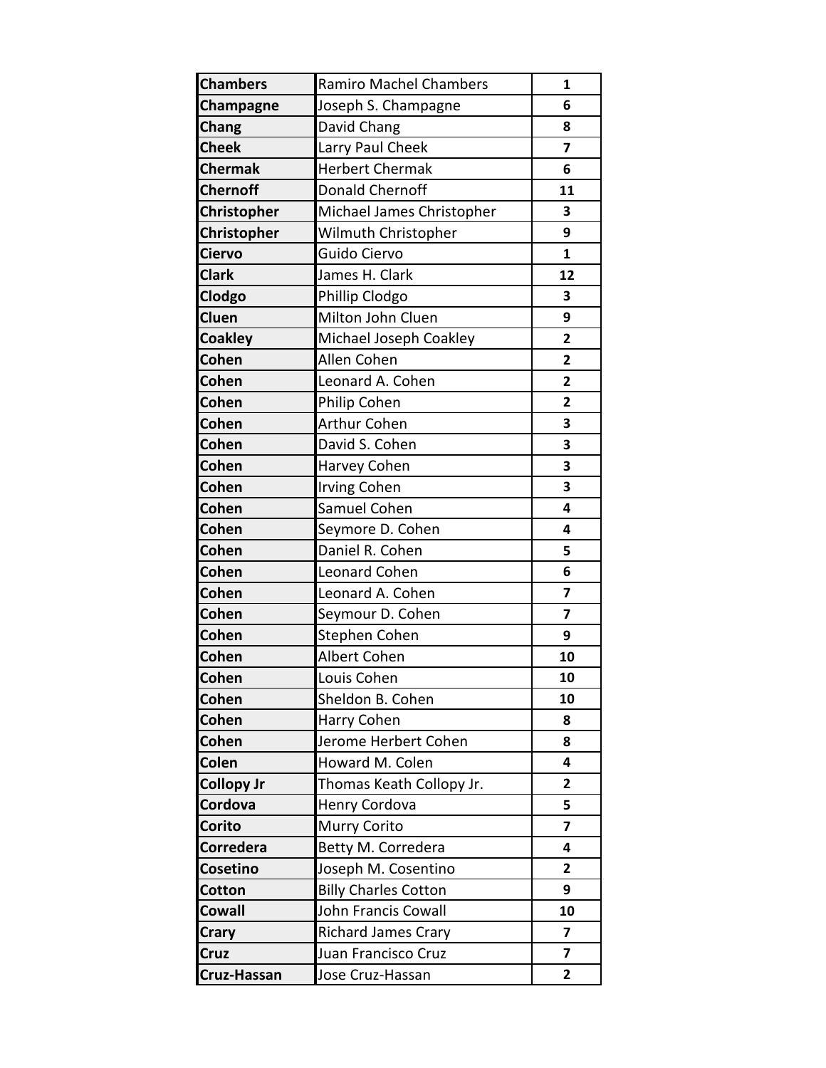| Chambers | Ramiro Machel Chambers | 1 |
|---|---|---|
| Champagne | Joseph S. Champagne | 6 |
| Chang | David Chang | 8 |
| Cheek | Larry Paul Cheek | 7 |
| Chermak | Herbert Chermak | 6 |
| Chernoff | Donald Chernoff | 11 |
| Christopher | Michael James Christopher | 3 |
| Christopher | Wilmuth Christopher | 9 |
| Ciervo | Guido Ciervo | 1 |
| Clark | James H. Clark | 12 |
| Clodgo | Phillip Clodgo | 3 |
| Cluen | Milton John Cluen | 9 |
| Coakley | Michael Joseph Coakley | 2 |
| Cohen | Allen Cohen | 2 |
| Cohen | Leonard A. Cohen | 2 |
| Cohen | Philip Cohen | 2 |
| Cohen | Arthur Cohen | 3 |
| Cohen | David S. Cohen | 3 |
| Cohen | Harvey Cohen | 3 |
| Cohen | Irving Cohen | 3 |
| Cohen | Samuel Cohen | 4 |
| Cohen | Seymore D. Cohen | 4 |
| Cohen | Daniel R. Cohen | 5 |
| Cohen | Leonard Cohen | 6 |
| Cohen | Leonard A. Cohen | 7 |
| Cohen | Seymour D. Cohen | 7 |
| Cohen | Stephen Cohen | 9 |
| Cohen | Albert Cohen | 10 |
| Cohen | Louis Cohen | 10 |
| Cohen | Sheldon B. Cohen | 10 |
| Cohen | Harry Cohen | 8 |
| Cohen | Jerome Herbert Cohen | 8 |
| Colen | Howard M. Colen | 4 |
| Collopy Jr | Thomas Keath Collopy Jr. | 2 |
| Cordova | Henry Cordova | 5 |
| Corito | Murry Corito | 7 |
| Corredera | Betty M. Corredera | 4 |
| Cosetino | Joseph M. Cosentino | 2 |
| Cotton | Billy Charles Cotton | 9 |
| Cowall | John Francis Cowall | 10 |
| Crary | Richard James Crary | 7 |
| Cruz | Juan Francisco Cruz | 7 |
| Cruz-Hassan | Jose Cruz-Hassan | 2 |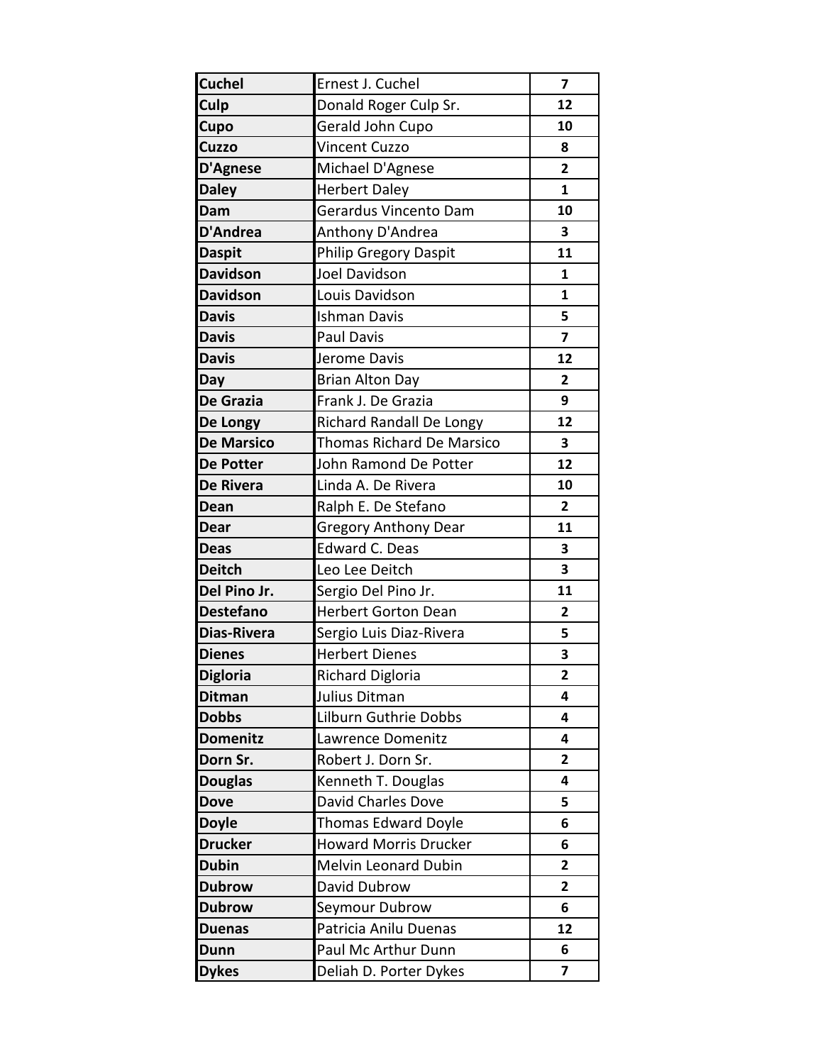| Cuchel | Ernest J. Cuchel | 7 |
|---|---|---|
| Culp | Donald Roger Culp Sr. | 12 |
| Cupo | Gerald John Cupo | 10 |
| Cuzzo | Vincent Cuzzo | 8 |
| D'Agnese | Michael D'Agnese | 2 |
| Daley | Herbert Daley | 1 |
| Dam | Gerardus Vincento Dam | 10 |
| D'Andrea | Anthony D'Andrea | 3 |
| Daspit | Philip Gregory Daspit | 11 |
| Davidson | Joel Davidson | 1 |
| Davidson | Louis Davidson | 1 |
| Davis | Ishman Davis | 5 |
| Davis | Paul Davis | 7 |
| Davis | Jerome Davis | 12 |
| Day | Brian Alton Day | 2 |
| De Grazia | Frank J. De Grazia | 9 |
| De Longy | Richard Randall De Longy | 12 |
| De Marsico | Thomas Richard De Marsico | 3 |
| De Potter | John Ramond De Potter | 12 |
| De Rivera | Linda A. De Rivera | 10 |
| Dean | Ralph E. De Stefano | 2 |
| Dear | Gregory Anthony Dear | 11 |
| Deas | Edward C. Deas | 3 |
| Deitch | Leo Lee Deitch | 3 |
| Del Pino Jr. | Sergio Del Pino Jr. | 11 |
| Destefano | Herbert Gorton Dean | 2 |
| Dias-Rivera | Sergio Luis Diaz-Rivera | 5 |
| Dienes | Herbert Dienes | 3 |
| Digloria | Richard Digloria | 2 |
| Ditman | Julius Ditman | 4 |
| Dobbs | Lilburn Guthrie Dobbs | 4 |
| Domenitz | Lawrence Domenitz | 4 |
| Dorn Sr. | Robert J. Dorn Sr. | 2 |
| Douglas | Kenneth T. Douglas | 4 |
| Dove | David Charles Dove | 5 |
| Doyle | Thomas Edward Doyle | 6 |
| Drucker | Howard Morris Drucker | 6 |
| Dubin | Melvin Leonard Dubin | 2 |
| Dubrow | David Dubrow | 2 |
| Dubrow | Seymour Dubrow | 6 |
| Duenas | Patricia Anilu Duenas | 12 |
| Dunn | Paul Mc Arthur Dunn | 6 |
| Dykes | Deliah D. Porter Dykes | 7 |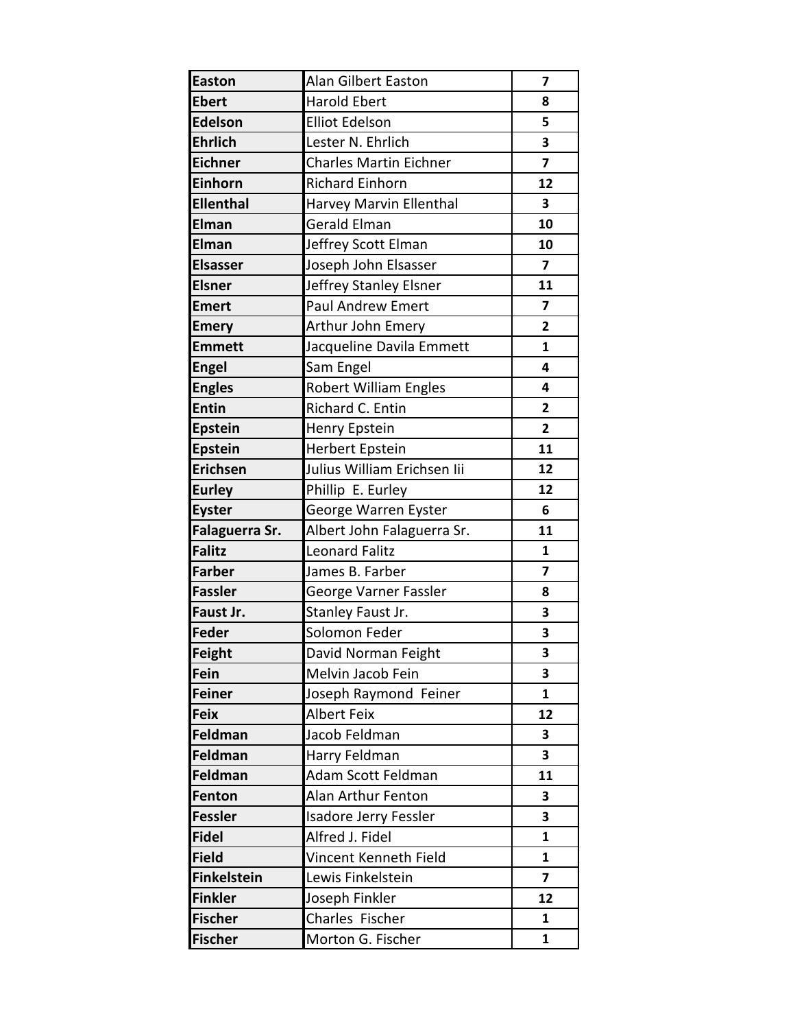| Easton | Alan Gilbert Easton | 7 |
|---|---|---|
| Ebert | Harold Ebert | 8 |
| Edelson | Elliot Edelson | 5 |
| Ehrlich | Lester N. Ehrlich | 3 |
| Eichner | Charles Martin Eichner | 7 |
| Einhorn | Richard Einhorn | 12 |
| Ellenthal | Harvey Marvin Ellenthal | 3 |
| Elman | Gerald Elman | 10 |
| Elman | Jeffrey Scott Elman | 10 |
| Elsasser | Joseph John Elsasser | 7 |
| Elsner | Jeffrey Stanley Elsner | 11 |
| Emert | Paul Andrew Emert | 7 |
| Emery | Arthur John Emery | 2 |
| Emmett | Jacqueline Davila Emmett | 1 |
| Engel | Sam Engel | 4 |
| Engles | Robert William Engles | 4 |
| Entin | Richard C. Entin | 2 |
| Epstein | Henry Epstein | 2 |
| Epstein | Herbert Epstein | 11 |
| Erichsen | Julius William Erichsen Iii | 12 |
| Eurley | Phillip  E. Eurley | 12 |
| Eyster | George Warren Eyster | 6 |
| Falaguerra Sr. | Albert John Falaguerra Sr. | 11 |
| Falitz | Leonard Falitz | 1 |
| Farber | James B. Farber | 7 |
| Fassler | George Varner Fassler | 8 |
| Faust Jr. | Stanley Faust Jr. | 3 |
| Feder | Solomon Feder | 3 |
| Feight | David Norman Feight | 3 |
| Fein | Melvin Jacob Fein | 3 |
| Feiner | Joseph Raymond  Feiner | 1 |
| Feix | Albert Feix | 12 |
| Feldman | Jacob Feldman | 3 |
| Feldman | Harry Feldman | 3 |
| Feldman | Adam Scott Feldman | 11 |
| Fenton | Alan Arthur Fenton | 3 |
| Fessler | Isadore Jerry Fessler | 3 |
| Fidel | Alfred J. Fidel | 1 |
| Field | Vincent Kenneth Field | 1 |
| Finkelstein | Lewis Finkelstein | 7 |
| Finkler | Joseph Finkler | 12 |
| Fischer | Charles  Fischer | 1 |
| Fischer | Morton G. Fischer | 1 |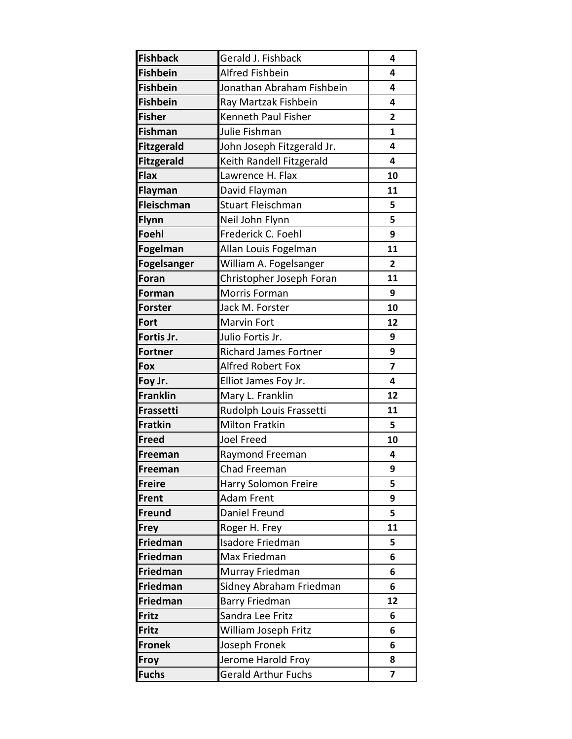| | | |
|---|---|---|
| **Fishback** | Gerald J. Fishback | **4** |
| **Fishbein** | Alfred Fishbein | **4** |
| **Fishbein** | Jonathan Abraham Fishbein | **4** |
| **Fishbein** | Ray Martzak Fishbein | **4** |
| **Fisher** | Kenneth Paul Fisher | **2** |
| **Fishman** | Julie Fishman | **1** |
| **Fitzgerald** | John Joseph Fitzgerald Jr. | **4** |
| **Fitzgerald** | Keith Randell Fitzgerald | **4** |
| **Flax** | Lawrence H. Flax | **10** |
| **Flayman** | David Flayman | **11** |
| **Fleischman** | Stuart Fleischman | **5** |
| **Flynn** | Neil John Flynn | **5** |
| **Foehl** | Frederick C. Foehl | **9** |
| **Fogelman** | Allan Louis Fogelman | **11** |
| **Fogelsanger** | William A. Fogelsanger | **2** |
| **Foran** | Christopher Joseph Foran | **11** |
| **Forman** | Morris Forman | **9** |
| **Forster** | Jack M. Forster | **10** |
| **Fort** | Marvin Fort | **12** |
| **Fortis Jr.** | Julio Fortis Jr. | **9** |
| **Fortner** | Richard James Fortner | **9** |
| **Fox** | Alfred Robert Fox | **7** |
| **Foy Jr.** | Elliot James Foy Jr. | **4** |
| **Franklin** | Mary L. Franklin | **12** |
| **Frassetti** | Rudolph Louis Frassetti | **11** |
| **Fratkin** | Milton Fratkin | **5** |
| **Freed** | Joel Freed | **10** |
| **Freeman** | Raymond Freeman | **4** |
| **Freeman** | Chad Freeman | **9** |
| **Freire** | Harry Solomon Freire | **5** |
| **Frent** | Adam Frent | **9** |
| **Freund** | Daniel Freund | **5** |
| **Frey** | Roger H. Frey | **11** |
| **Friedman** | Isadore Friedman | **5** |
| **Friedman** | Max Friedman | **6** |
| **Friedman** | Murray Friedman | **6** |
| **Friedman** | Sidney Abraham Friedman | **6** |
| **Friedman** | Barry Friedman | **12** |
| **Fritz** | Sandra Lee Fritz | **6** |
| **Fritz** | William Joseph Fritz | **6** |
| **Fronek** | Joseph Fronek | **6** |
| **Froy** | Jerome Harold Froy | **8** |
| **Fuchs** | Gerald Arthur Fuchs | **7** |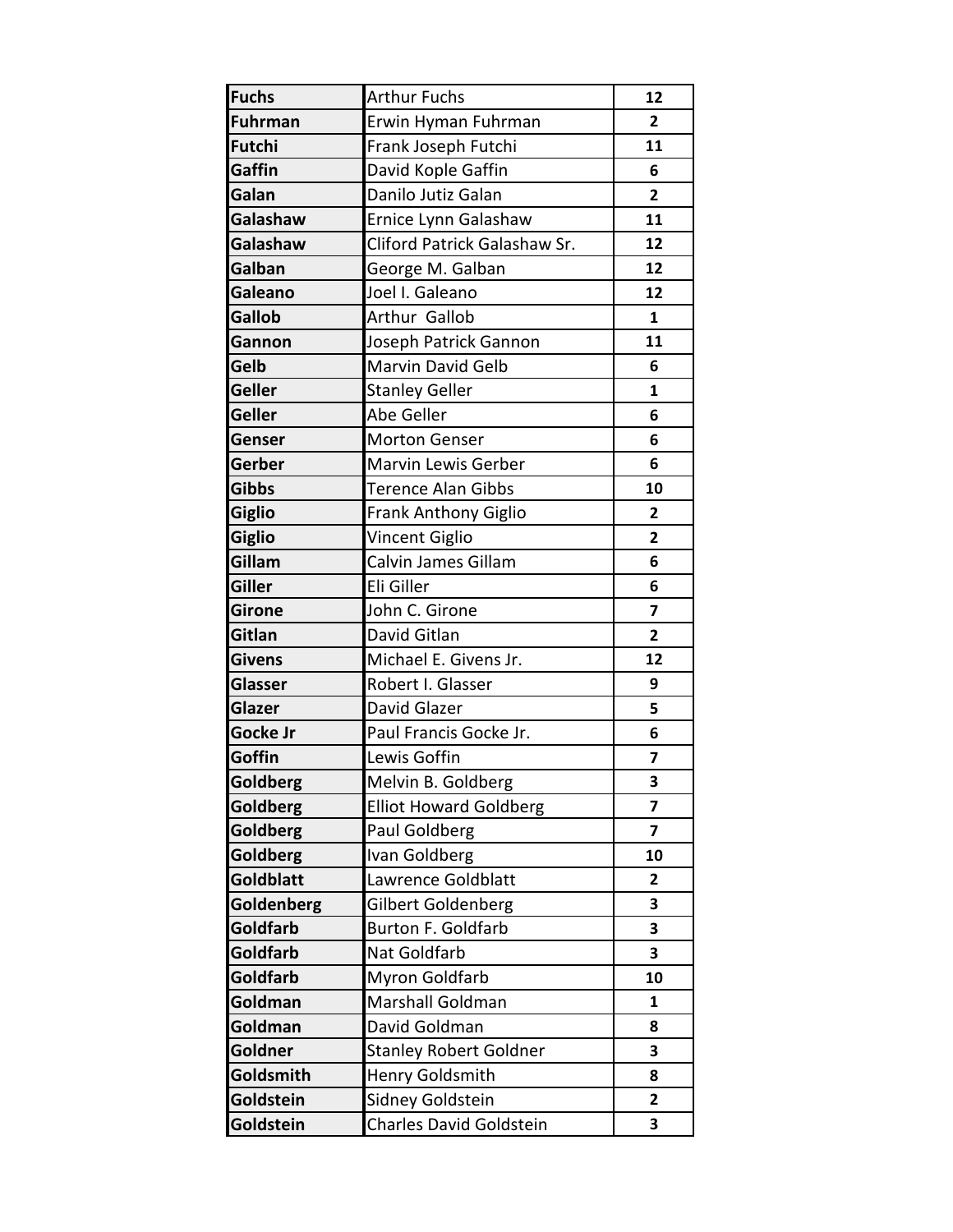| Fuchs | Arthur Fuchs | 12 |
|---|---|---|
| Fuhrman | Erwin Hyman Fuhrman | 2 |
| Futchi | Frank Joseph Futchi | 11 |
| Gaffin | David Kople Gaffin | 6 |
| Galan | Danilo Jutiz Galan | 2 |
| Galashaw | Ernice Lynn Galashaw | 11 |
| Galashaw | Cliford Patrick Galashaw Sr. | 12 |
| Galban | George M. Galban | 12 |
| Galeano | Joel I. Galeano | 12 |
| Gallob | Arthur  Gallob | 1 |
| Gannon | Joseph Patrick Gannon | 11 |
| Gelb | Marvin David Gelb | 6 |
| Geller | Stanley Geller | 1 |
| Geller | Abe Geller | 6 |
| Genser | Morton Genser | 6 |
| Gerber | Marvin Lewis Gerber | 6 |
| Gibbs | Terence Alan Gibbs | 10 |
| Giglio | Frank Anthony Giglio | 2 |
| Giglio | Vincent Giglio | 2 |
| Gillam | Calvin James Gillam | 6 |
| Giller | Eli Giller | 6 |
| Girone | John C. Girone | 7 |
| Gitlan | David Gitlan | 2 |
| Givens | Michael E. Givens Jr. | 12 |
| Glasser | Robert I. Glasser | 9 |
| Glazer | David Glazer | 5 |
| Gocke Jr | Paul Francis Gocke Jr. | 6 |
| Goffin | Lewis Goffin | 7 |
| Goldberg | Melvin B. Goldberg | 3 |
| Goldberg | Elliot Howard Goldberg | 7 |
| Goldberg | Paul Goldberg | 7 |
| Goldberg | Ivan Goldberg | 10 |
| Goldblatt | Lawrence Goldblatt | 2 |
| Goldenberg | Gilbert Goldenberg | 3 |
| Goldfarb | Burton F. Goldfarb | 3 |
| Goldfarb | Nat Goldfarb | 3 |
| Goldfarb | Myron Goldfarb | 10 |
| Goldman | Marshall Goldman | 1 |
| Goldman | David Goldman | 8 |
| Goldner | Stanley Robert Goldner | 3 |
| Goldsmith | Henry Goldsmith | 8 |
| Goldstein | Sidney Goldstein | 2 |
| Goldstein | Charles David Goldstein | 3 |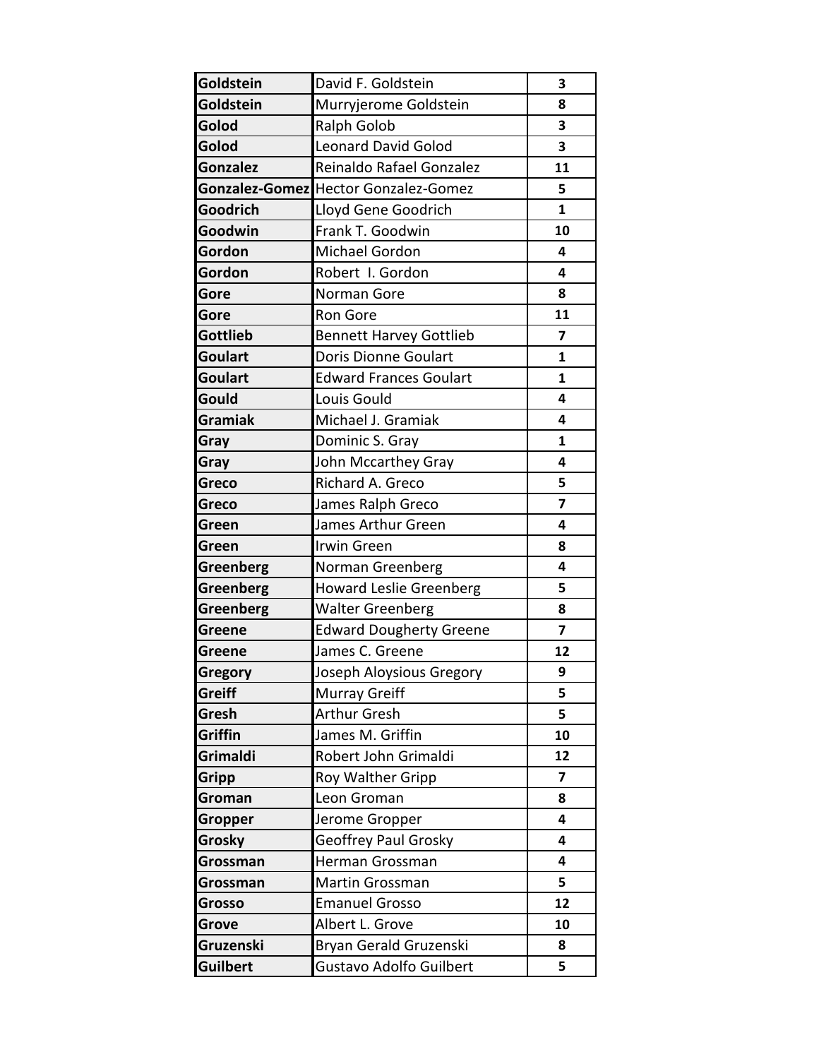| Goldstein | David F. Goldstein | 3 |
|---|---|---|
| Goldstein | Murryjerome Goldstein | 8 |
| Golod | Ralph Golob | 3 |
| Golod | Leonard David Golod | 3 |
| Gonzalez | Reinaldo Rafael Gonzalez | 11 |
| Gonzalez-Gomez | Hector Gonzalez-Gomez | 5 |
| Goodrich | Lloyd Gene Goodrich | 1 |
| Goodwin | Frank T. Goodwin | 10 |
| Gordon | Michael Gordon | 4 |
| Gordon | Robert I. Gordon | 4 |
| Gore | Norman Gore | 8 |
| Gore | Ron Gore | 11 |
| Gottlieb | Bennett Harvey Gottlieb | 7 |
| Goulart | Doris Dionne Goulart | 1 |
| Goulart | Edward Frances Goulart | 1 |
| Gould | Louis Gould | 4 |
| Gramiak | Michael J. Gramiak | 4 |
| Gray | Dominic S. Gray | 1 |
| Gray | John Mccarthey Gray | 4 |
| Greco | Richard A. Greco | 5 |
| Greco | James Ralph Greco | 7 |
| Green | James Arthur Green | 4 |
| Green | Irwin Green | 8 |
| Greenberg | Norman Greenberg | 4 |
| Greenberg | Howard Leslie Greenberg | 5 |
| Greenberg | Walter Greenberg | 8 |
| Greene | Edward Dougherty Greene | 7 |
| Greene | James C. Greene | 12 |
| Gregory | Joseph Aloysious Gregory | 9 |
| Greiff | Murray Greiff | 5 |
| Gresh | Arthur Gresh | 5 |
| Griffin | James M. Griffin | 10 |
| Grimaldi | Robert John Grimaldi | 12 |
| Gripp | Roy Walther Gripp | 7 |
| Groman | Leon Groman | 8 |
| Gropper | Jerome Gropper | 4 |
| Grosky | Geoffrey Paul Grosky | 4 |
| Grossman | Herman Grossman | 4 |
| Grossman | Martin Grossman | 5 |
| Grosso | Emanuel Grosso | 12 |
| Grove | Albert L. Grove | 10 |
| Gruzenski | Bryan Gerald Gruzenski | 8 |
| Guilbert | Gustavo Adolfo Guilbert | 5 |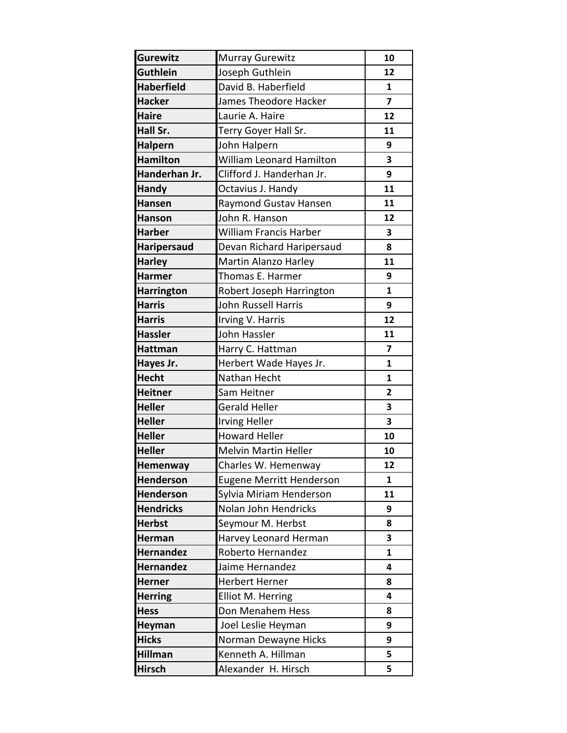| | | |
|---|---|---|
| **Gurewitz** | Murray Gurewitz | **10** |
| **Guthlein** | Joseph Guthlein | **12** |
| **Haberfield** | David B. Haberfield | **1** |
| **Hacker** | James Theodore Hacker | **7** |
| **Haire** | Laurie A. Haire | **12** |
| **Hall Sr.** | Terry Goyer Hall Sr. | **11** |
| **Halpern** | John Halpern | **9** |
| **Hamilton** | William Leonard Hamilton | **3** |
| **Handerhan Jr.** | Clifford J. Handerhan Jr. | **9** |
| **Handy** | Octavius J. Handy | **11** |
| **Hansen** | Raymond Gustav Hansen | **11** |
| **Hanson** | John R. Hanson | **12** |
| **Harber** | William Francis Harber | **3** |
| **Haripersaud** | Devan Richard Haripersaud | **8** |
| **Harley** | Martin Alanzo Harley | **11** |
| **Harmer** | Thomas E. Harmer | **9** |
| **Harrington** | Robert Joseph Harrington | **1** |
| **Harris** | John Russell Harris | **9** |
| **Harris** | Irving V. Harris | **12** |
| **Hassler** | John Hassler | **11** |
| **Hattman** | Harry C. Hattman | **7** |
| **Hayes Jr.** | Herbert Wade Hayes Jr. | **1** |
| **Hecht** | Nathan Hecht | **1** |
| **Heitner** | Sam Heitner | **2** |
| **Heller** | Gerald Heller | **3** |
| **Heller** | Irving Heller | **3** |
| **Heller** | Howard Heller | **10** |
| **Heller** | Melvin Martin Heller | **10** |
| **Hemenway** | Charles W. Hemenway | **12** |
| **Henderson** | Eugene Merritt Henderson | **1** |
| **Henderson** | Sylvia Miriam Henderson | **11** |
| **Hendricks** | Nolan John Hendricks | **9** |
| **Herbst** | Seymour M. Herbst | **8** |
| **Herman** | Harvey Leonard Herman | **3** |
| **Hernandez** | Roberto Hernandez | **1** |
| **Hernandez** | Jaime Hernandez | **4** |
| **Herner** | Herbert Herner | **8** |
| **Herring** | Elliot M. Herring | **4** |
| **Hess** | Don Menahem Hess | **8** |
| **Heyman** | Joel Leslie Heyman | **9** |
| **Hicks** | Norman Dewayne Hicks | **9** |
| **Hillman** | Kenneth A. Hillman | **5** |
| **Hirsch** | Alexander H. Hirsch | **5** |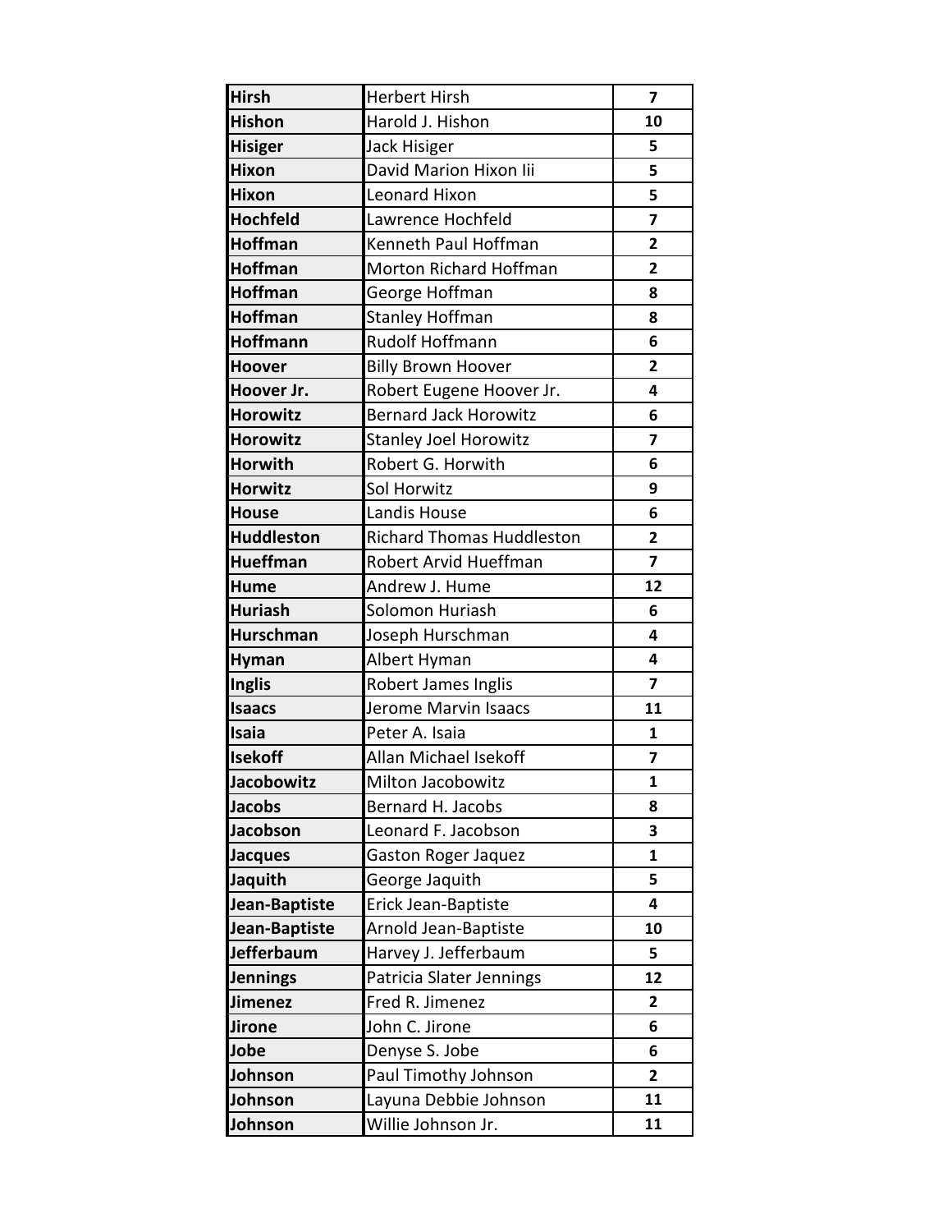| | | |
|---|---|---|
| **Hirsh** | Herbert Hirsh | **7** |
| **Hishon** | Harold J. Hishon | **10** |
| **Hisiger** | Jack Hisiger | **5** |
| **Hixon** | David Marion Hixon Iii | **5** |
| **Hixon** | Leonard Hixon | **5** |
| **Hochfeld** | Lawrence Hochfeld | **7** |
| **Hoffman** | Kenneth Paul Hoffman | **2** |
| **Hoffman** | Morton Richard Hoffman | **2** |
| **Hoffman** | George Hoffman | **8** |
| **Hoffman** | Stanley Hoffman | **8** |
| **Hoffmann** | Rudolf Hoffmann | **6** |
| **Hoover** | Billy Brown Hoover | **2** |
| **Hoover Jr.** | Robert Eugene Hoover Jr. | **4** |
| **Horowitz** | Bernard Jack Horowitz | **6** |
| **Horowitz** | Stanley Joel Horowitz | **7** |
| **Horwith** | Robert G. Horwith | **6** |
| **Horwitz** | Sol Horwitz | **9** |
| **House** | Landis House | **6** |
| **Huddleston** | Richard Thomas Huddleston | **2** |
| **Hueffman** | Robert Arvid Hueffman | **7** |
| **Hume** | Andrew J. Hume | **12** |
| **Huriash** | Solomon Huriash | **6** |
| **Hurschman** | Joseph Hurschman | **4** |
| **Hyman** | Albert Hyman | **4** |
| **Inglis** | Robert James Inglis | **7** |
| **Isaacs** | Jerome Marvin Isaacs | **11** |
| **Isaia** | Peter A. Isaia | **1** |
| **Isekoff** | Allan Michael Isekoff | **7** |
| **Jacobowitz** | Milton Jacobowitz | **1** |
| **Jacobs** | Bernard H. Jacobs | **8** |
| **Jacobson** | Leonard F. Jacobson | **3** |
| **Jacques** | Gaston Roger Jaquez | **1** |
| **Jaquith** | George Jaquith | **5** |
| **Jean-Baptiste** | Erick Jean-Baptiste | **4** |
| **Jean-Baptiste** | Arnold Jean-Baptiste | **10** |
| **Jefferbaum** | Harvey J. Jefferbaum | **5** |
| **Jennings** | Patricia Slater Jennings | **12** |
| **Jimenez** | Fred R. Jimenez | **2** |
| **Jirone** | John C. Jirone | **6** |
| **Jobe** | Denyse S. Jobe | **6** |
| **Johnson** | Paul Timothy Johnson | **2** |
| **Johnson** | Layuna Debbie Johnson | **11** |
| **Johnson** | Willie Johnson Jr. | **11** |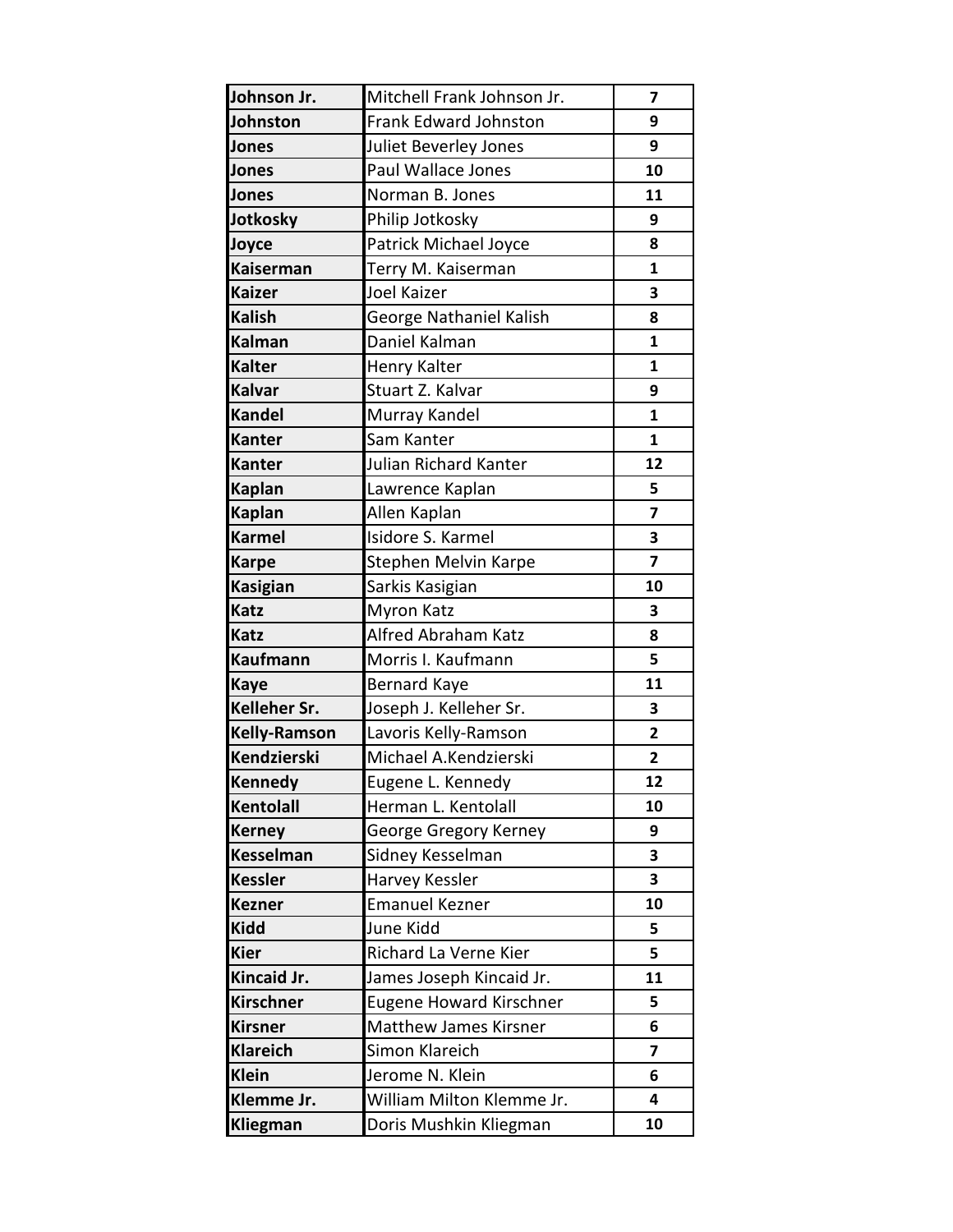| | | |
|---|---|---|
| **Johnson Jr.** | Mitchell Frank Johnson Jr. | **7** |
| **Johnston** | Frank Edward Johnston | **9** |
| **Jones** | Juliet Beverley Jones | **9** |
| **Jones** | Paul Wallace Jones | **10** |
| **Jones** | Norman B. Jones | **11** |
| **Jotkosky** | Philip Jotkosky | **9** |
| **Joyce** | Patrick Michael Joyce | **8** |
| **Kaiserman** | Terry M. Kaiserman | **1** |
| **Kaizer** | Joel Kaizer | **3** |
| **Kalish** | George Nathaniel Kalish | **8** |
| **Kalman** | Daniel Kalman | **1** |
| **Kalter** | Henry Kalter | **1** |
| **Kalvar** | Stuart Z. Kalvar | **9** |
| **Kandel** | Murray Kandel | **1** |
| **Kanter** | Sam Kanter | **1** |
| **Kanter** | Julian Richard Kanter | **12** |
| **Kaplan** | Lawrence Kaplan | **5** |
| **Kaplan** | Allen Kaplan | **7** |
| **Karmel** | Isidore S. Karmel | **3** |
| **Karpe** | Stephen Melvin Karpe | **7** |
| **Kasigian** | Sarkis Kasigian | **10** |
| **Katz** | Myron Katz | **3** |
| **Katz** | Alfred Abraham Katz | **8** |
| **Kaufmann** | Morris I. Kaufmann | **5** |
| **Kaye** | Bernard Kaye | **11** |
| **Kelleher Sr.** | Joseph J. Kelleher Sr. | **3** |
| **Kelly-Ramson** | Lavoris Kelly-Ramson | **2** |
| **Kendzierski** | Michael A.Kendzierski | **2** |
| **Kennedy** | Eugene L. Kennedy | **12** |
| **Kentolall** | Herman L. Kentolall | **10** |
| **Kerney** | George Gregory Kerney | **9** |
| **Kesselman** | Sidney Kesselman | **3** |
| **Kessler** | Harvey Kessler | **3** |
| **Kezner** | Emanuel Kezner | **10** |
| **Kidd** | June Kidd | **5** |
| **Kier** | Richard La Verne Kier | **5** |
| **Kincaid Jr.** | James Joseph Kincaid Jr. | **11** |
| **Kirschner** | Eugene Howard Kirschner | **5** |
| **Kirsner** | Matthew James Kirsner | **6** |
| **Klareich** | Simon Klareich | **7** |
| **Klein** | Jerome N. Klein | **6** |
| **Klemme Jr.** | William Milton Klemme Jr. | **4** |
| **Kliegman** | Doris Mushkin Kliegman | **10** |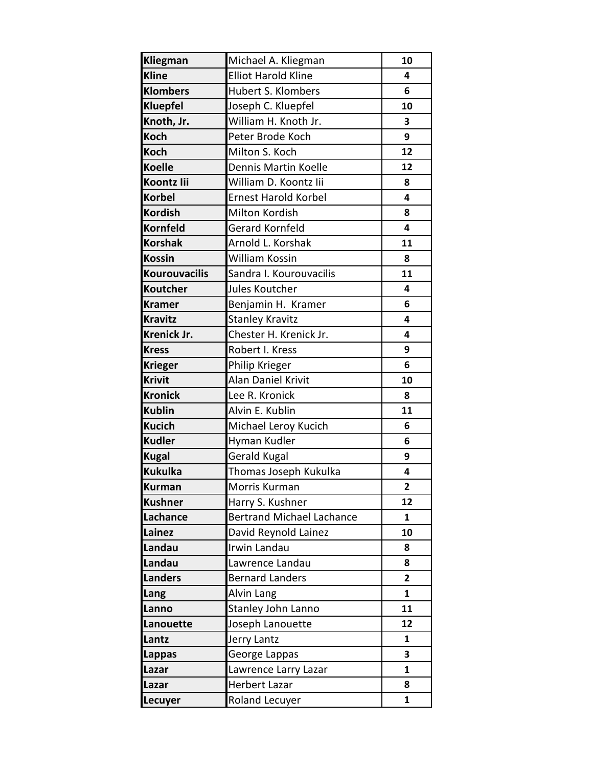| | | |
|---|---|---|
| **Kliegman** | Michael A. Kliegman | **10** |
| **Kline** | Elliot Harold Kline | **4** |
| **Klombers** | Hubert S. Klombers | **6** |
| **Kluepfel** | Joseph C. Kluepfel | **10** |
| **Knoth, Jr.** | William H. Knoth Jr. | **3** |
| **Koch** | Peter Brode Koch | **9** |
| **Koch** | Milton S. Koch | **12** |
| **Koelle** | Dennis Martin Koelle | **12** |
| **Koontz Iii** | William D. Koontz Iii | **8** |
| **Korbel** | Ernest Harold Korbel | **4** |
| **Kordish** | Milton Kordish | **8** |
| **Kornfeld** | Gerard Kornfeld | **4** |
| **Korshak** | Arnold L. Korshak | **11** |
| **Kossin** | William Kossin | **8** |
| **Kourouvacilis** | Sandra I. Kourouvacilis | **11** |
| **Koutcher** | Jules Koutcher | **4** |
| **Kramer** | Benjamin H.  Kramer | **6** |
| **Kravitz** | Stanley Kravitz | **4** |
| **Krenick Jr.** | Chester H. Krenick Jr. | **4** |
| **Kress** | Robert I. Kress | **9** |
| **Krieger** | Philip Krieger | **6** |
| **Krivit** | Alan Daniel Krivit | **10** |
| **Kronick** | Lee R. Kronick | **8** |
| **Kublin** | Alvin E. Kublin | **11** |
| **Kucich** | Michael Leroy Kucich | **6** |
| **Kudler** | Hyman Kudler | **6** |
| **Kugal** | Gerald Kugal | **9** |
| **Kukulka** | Thomas Joseph Kukulka | **4** |
| **Kurman** | Morris Kurman | **2** |
| **Kushner** | Harry S. Kushner | **12** |
| **Lachance** | Bertrand Michael Lachance | **1** |
| **Lainez** | David Reynold Lainez | **10** |
| **Landau** | Irwin Landau | **8** |
| **Landau** | Lawrence Landau | **8** |
| **Landers** | Bernard Landers | **2** |
| **Lang** | Alvin Lang | **1** |
| **Lanno** | Stanley John Lanno | **11** |
| **Lanouette** | Joseph Lanouette | **12** |
| **Lantz** | Jerry Lantz | **1** |
| **Lappas** | George Lappas | **3** |
| **Lazar** | Lawrence Larry Lazar | **1** |
| **Lazar** | Herbert Lazar | **8** |
| **Lecuyer** | Roland Lecuyer | **1** |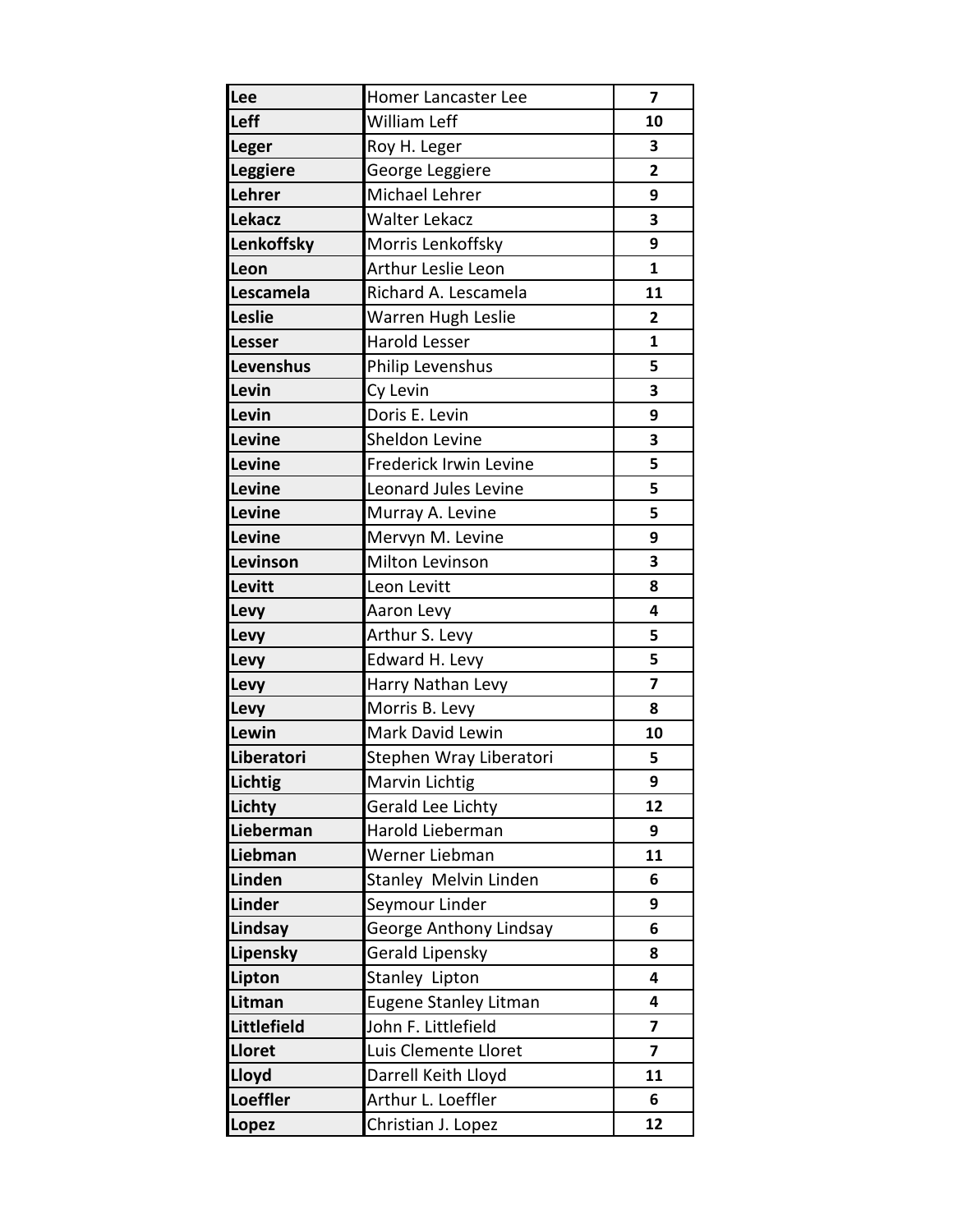| Lee | Homer Lancaster Lee | 7 |
|---|---|---|
| Leff | William Leff | 10 |
| Leger | Roy H. Leger | 3 |
| Leggiere | George Leggiere | 2 |
| Lehrer | Michael Lehrer | 9 |
| Lekacz | Walter Lekacz | 3 |
| Lenkoffsky | Morris Lenkoffsky | 9 |
| Leon | Arthur Leslie Leon | 1 |
| Lescamela | Richard A. Lescamela | 11 |
| Leslie | Warren Hugh Leslie | 2 |
| Lesser | Harold Lesser | 1 |
| Levenshus | Philip Levenshus | 5 |
| Levin | Cy Levin | 3 |
| Levin | Doris E. Levin | 9 |
| Levine | Sheldon Levine | 3 |
| Levine | Frederick Irwin Levine | 5 |
| Levine | Leonard Jules Levine | 5 |
| Levine | Murray A. Levine | 5 |
| Levine | Mervyn M. Levine | 9 |
| Levinson | Milton Levinson | 3 |
| Levitt | Leon Levitt | 8 |
| Levy | Aaron Levy | 4 |
| Levy | Arthur S. Levy | 5 |
| Levy | Edward H. Levy | 5 |
| Levy | Harry Nathan Levy | 7 |
| Levy | Morris B. Levy | 8 |
| Lewin | Mark David Lewin | 10 |
| Liberatori | Stephen Wray Liberatori | 5 |
| Lichtig | Marvin Lichtig | 9 |
| Lichty | Gerald Lee Lichty | 12 |
| Lieberman | Harold Lieberman | 9 |
| Liebman | Werner Liebman | 11 |
| Linden | Stanley Melvin Linden | 6 |
| Linder | Seymour Linder | 9 |
| Lindsay | George Anthony Lindsay | 6 |
| Lipensky | Gerald Lipensky | 8 |
| Lipton | Stanley Lipton | 4 |
| Litman | Eugene Stanley Litman | 4 |
| Littlefield | John F. Littlefield | 7 |
| Lloret | Luis Clemente Lloret | 7 |
| Lloyd | Darrell Keith Lloyd | 11 |
| Loeffler | Arthur L. Loeffler | 6 |
| Lopez | Christian J. Lopez | 12 |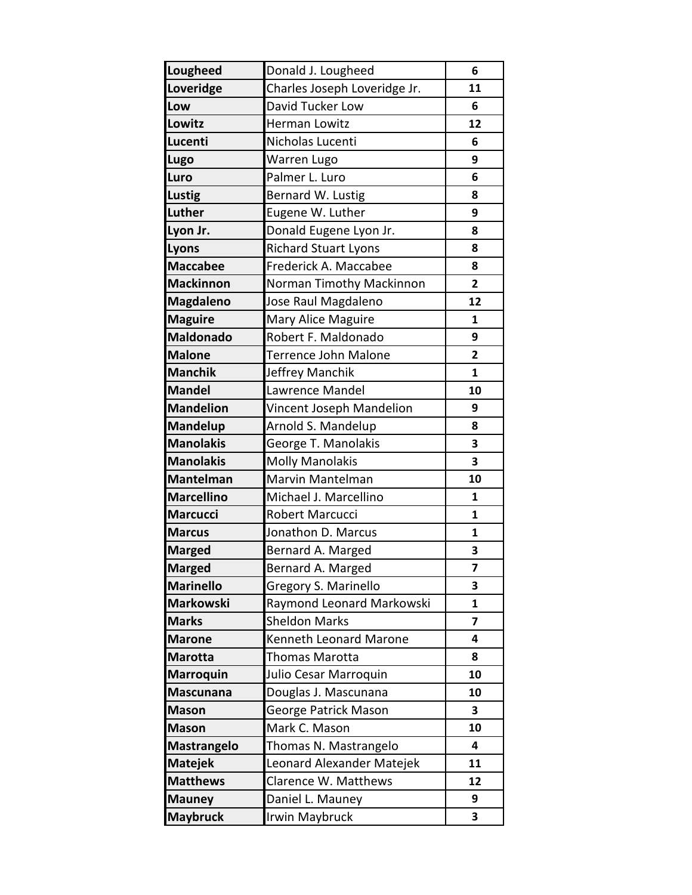| | | |
|---|---|---|
| **Lougheed** | Donald J. Lougheed | **6** |
| **Loveridge** | Charles Joseph Loveridge Jr. | **11** |
| **Low** | David Tucker Low | **6** |
| **Lowitz** | Herman Lowitz | **12** |
| **Lucenti** | Nicholas Lucenti | **6** |
| **Lugo** | Warren Lugo | **9** |
| **Luro** | Palmer L. Luro | **6** |
| **Lustig** | Bernard W. Lustig | **8** |
| **Luther** | Eugene W. Luther | **9** |
| **Lyon Jr.** | Donald Eugene Lyon Jr. | **8** |
| **Lyons** | Richard Stuart Lyons | **8** |
| **Maccabee** | Frederick A. Maccabee | **8** |
| **Mackinnon** | Norman Timothy Mackinnon | **2** |
| **Magdaleno** | Jose Raul Magdaleno | **12** |
| **Maguire** | Mary Alice Maguire | **1** |
| **Maldonado** | Robert F. Maldonado | **9** |
| **Malone** | Terrence John Malone | **2** |
| **Manchik** | Jeffrey Manchik | **1** |
| **Mandel** | Lawrence Mandel | **10** |
| **Mandelion** | Vincent Joseph Mandelion | **9** |
| **Mandelup** | Arnold S. Mandelup | **8** |
| **Manolakis** | George T. Manolakis | **3** |
| **Manolakis** | Molly Manolakis | **3** |
| **Mantelman** | Marvin Mantelman | **10** |
| **Marcellino** | Michael J. Marcellino | **1** |
| **Marcucci** | Robert Marcucci | **1** |
| **Marcus** | Jonathon D. Marcus | **1** |
| **Marged** | Bernard A. Marged | **3** |
| **Marged** | Bernard A. Marged | **7** |
| **Marinello** | Gregory S. Marinello | **3** |
| **Markowski** | Raymond Leonard Markowski | **1** |
| **Marks** | Sheldon Marks | **7** |
| **Marone** | Kenneth Leonard Marone | **4** |
| **Marotta** | Thomas Marotta | **8** |
| **Marroquin** | Julio Cesar Marroquin | **10** |
| **Mascunana** | Douglas J. Mascunana | **10** |
| **Mason** | George Patrick Mason | **3** |
| **Mason** | Mark C. Mason | **10** |
| **Mastrangelo** | Thomas N. Mastrangelo | **4** |
| **Matejek** | Leonard Alexander Matejek | **11** |
| **Matthews** | Clarence W. Matthews | **12** |
| **Mauney** | Daniel L. Mauney | **9** |
| **Maybruck** | Irwin Maybruck | **3** |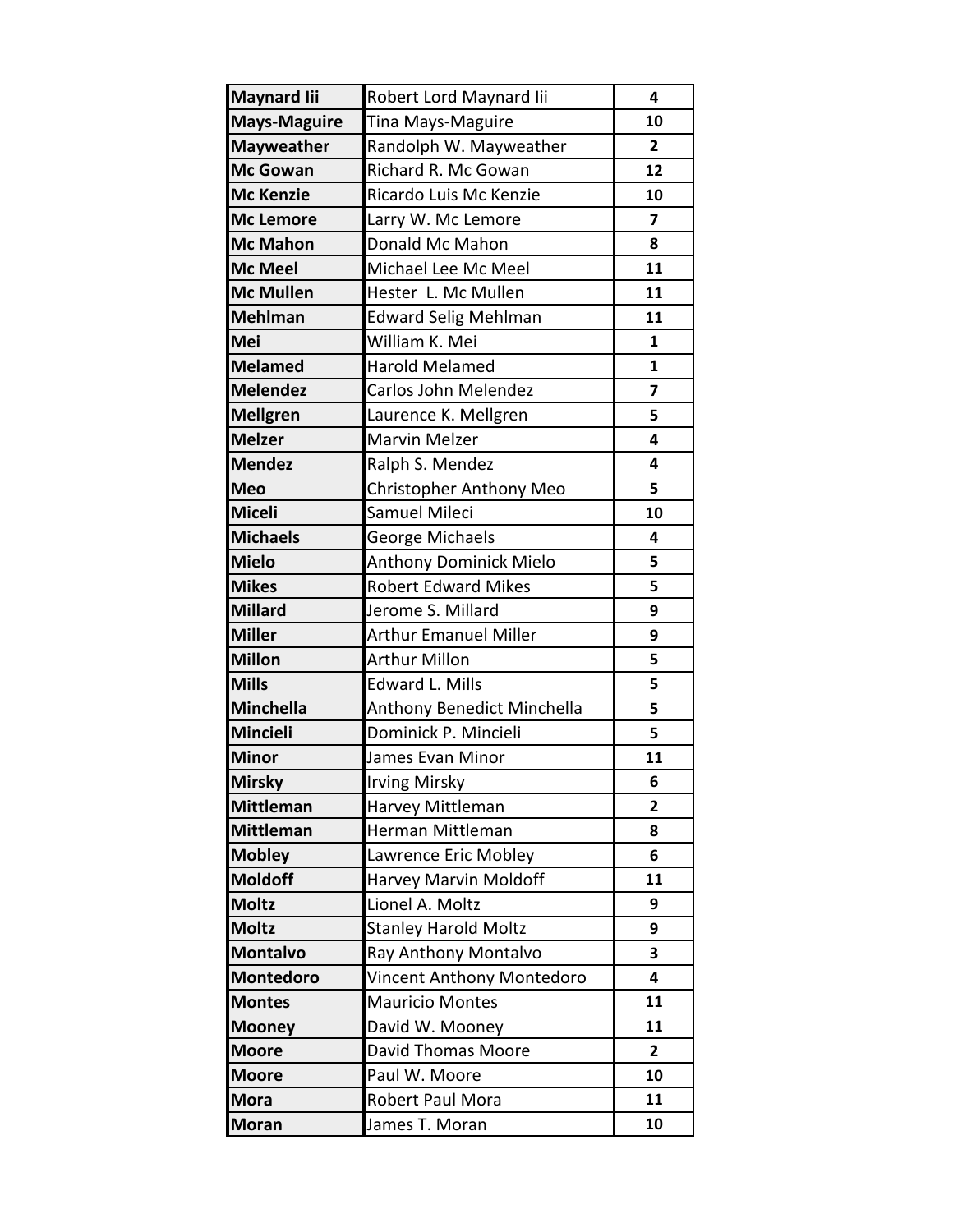| Maynard Iii | Robert Lord Maynard Iii | 4 |
|---|---|---|
| Mays-Maguire | Tina Mays-Maguire | 10 |
| Mayweather | Randolph W. Mayweather | 2 |
| Mc Gowan | Richard R. Mc Gowan | 12 |
| Mc Kenzie | Ricardo Luis Mc Kenzie | 10 |
| Mc Lemore | Larry W. Mc Lemore | 7 |
| Mc Mahon | Donald Mc Mahon | 8 |
| Mc Meel | Michael Lee Mc Meel | 11 |
| Mc Mullen | Hester  L. Mc Mullen | 11 |
| Mehlman | Edward Selig Mehlman | 11 |
| Mei | William K. Mei | 1 |
| Melamed | Harold Melamed | 1 |
| Melendez | Carlos John Melendez | 7 |
| Mellgren | Laurence K. Mellgren | 5 |
| Melzer | Marvin Melzer | 4 |
| Mendez | Ralph S. Mendez | 4 |
| Meo | Christopher Anthony Meo | 5 |
| Miceli | Samuel Mileci | 10 |
| Michaels | George Michaels | 4 |
| Mielo | Anthony Dominick Mielo | 5 |
| Mikes | Robert Edward Mikes | 5 |
| Millard | Jerome S. Millard | 9 |
| Miller | Arthur Emanuel Miller | 9 |
| Millon | Arthur Millon | 5 |
| Mills | Edward L. Mills | 5 |
| Minchella | Anthony Benedict Minchella | 5 |
| Mincieli | Dominick P. Mincieli | 5 |
| Minor | James Evan Minor | 11 |
| Mirsky | Irving Mirsky | 6 |
| Mittleman | Harvey Mittleman | 2 |
| Mittleman | Herman Mittleman | 8 |
| Mobley | Lawrence Eric Mobley | 6 |
| Moldoff | Harvey Marvin Moldoff | 11 |
| Moltz | Lionel A. Moltz | 9 |
| Moltz | Stanley Harold Moltz | 9 |
| Montalvo | Ray Anthony Montalvo | 3 |
| Montedoro | Vincent Anthony Montedoro | 4 |
| Montes | Mauricio Montes | 11 |
| Mooney | David W. Mooney | 11 |
| Moore | David Thomas Moore | 2 |
| Moore | Paul W. Moore | 10 |
| Mora | Robert Paul Mora | 11 |
| Moran | James T. Moran | 10 |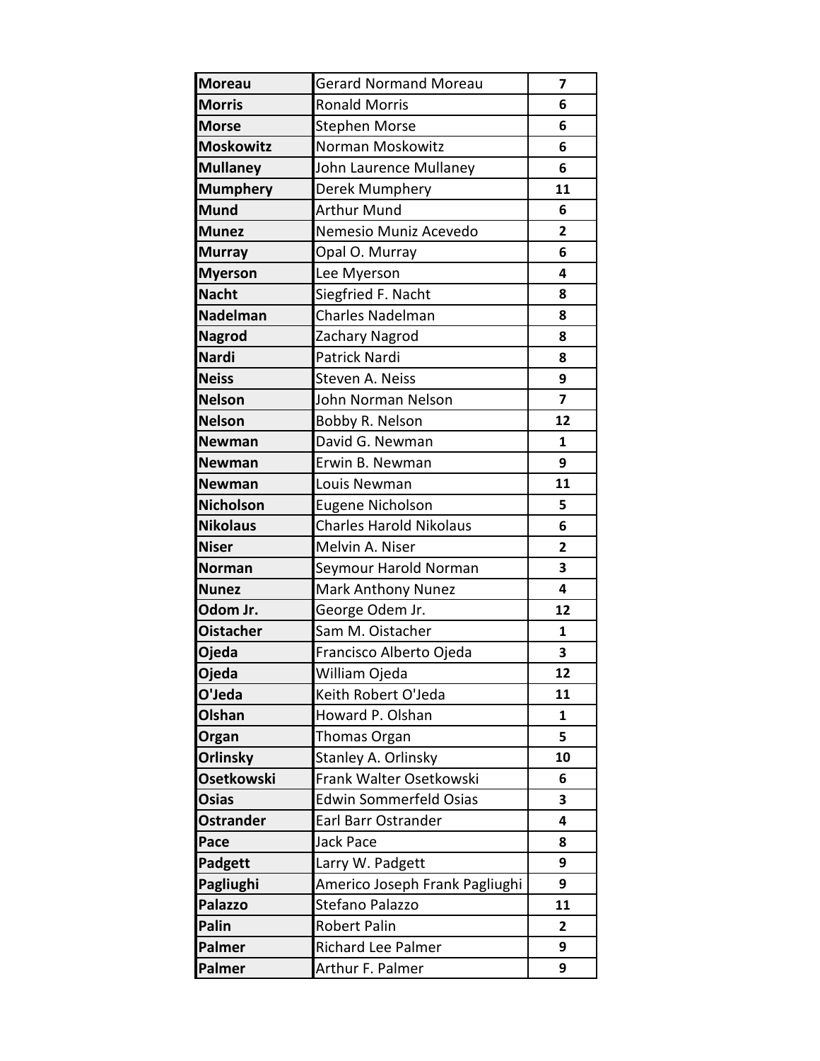| | | |
|---|---|---|
| **Moreau** | Gerard Normand Moreau | **7** |
| **Morris** | Ronald Morris | **6** |
| **Morse** | Stephen Morse | **6** |
| **Moskowitz** | Norman Moskowitz | **6** |
| **Mullaney** | John Laurence Mullaney | **6** |
| **Mumphery** | Derek Mumphery | **11** |
| **Mund** | Arthur Mund | **6** |
| **Munez** | Nemesio Muniz Acevedo | **2** |
| **Murray** | Opal O. Murray | **6** |
| **Myerson** | Lee Myerson | **4** |
| **Nacht** | Siegfried F. Nacht | **8** |
| **Nadelman** | Charles Nadelman | **8** |
| **Nagrod** | Zachary Nagrod | **8** |
| **Nardi** | Patrick Nardi | **8** |
| **Neiss** | Steven A. Neiss | **9** |
| **Nelson** | John Norman Nelson | **7** |
| **Nelson** | Bobby R. Nelson | **12** |
| **Newman** | David G. Newman | **1** |
| **Newman** | Erwin B. Newman | **9** |
| **Newman** | Louis Newman | **11** |
| **Nicholson** | Eugene Nicholson | **5** |
| **Nikolaus** | Charles Harold Nikolaus | **6** |
| **Niser** | Melvin A. Niser | **2** |
| **Norman** | Seymour Harold Norman | **3** |
| **Nunez** | Mark Anthony Nunez | **4** |
| **Odom Jr.** | George Odem Jr. | **12** |
| **Oistacher** | Sam M. Oistacher | **1** |
| **Ojeda** | Francisco Alberto Ojeda | **3** |
| **Ojeda** | William Ojeda | **12** |
| **O'Jeda** | Keith Robert O'Jeda | **11** |
| **Olshan** | Howard P. Olshan | **1** |
| **Organ** | Thomas Organ | **5** |
| **Orlinsky** | Stanley A. Orlinsky | **10** |
| **Osetkowski** | Frank Walter Osetkowski | **6** |
| **Osias** | Edwin Sommerfeld Osias | **3** |
| **Ostrander** | Earl Barr Ostrander | **4** |
| **Pace** | Jack Pace | **8** |
| **Padgett** | Larry W. Padgett | **9** |
| **Pagliughi** | Americo Joseph Frank Pagliughi | **9** |
| **Palazzo** | Stefano Palazzo | **11** |
| **Palin** | Robert Palin | **2** |
| **Palmer** | Richard Lee Palmer | **9** |
| **Palmer** | Arthur F. Palmer | **9** |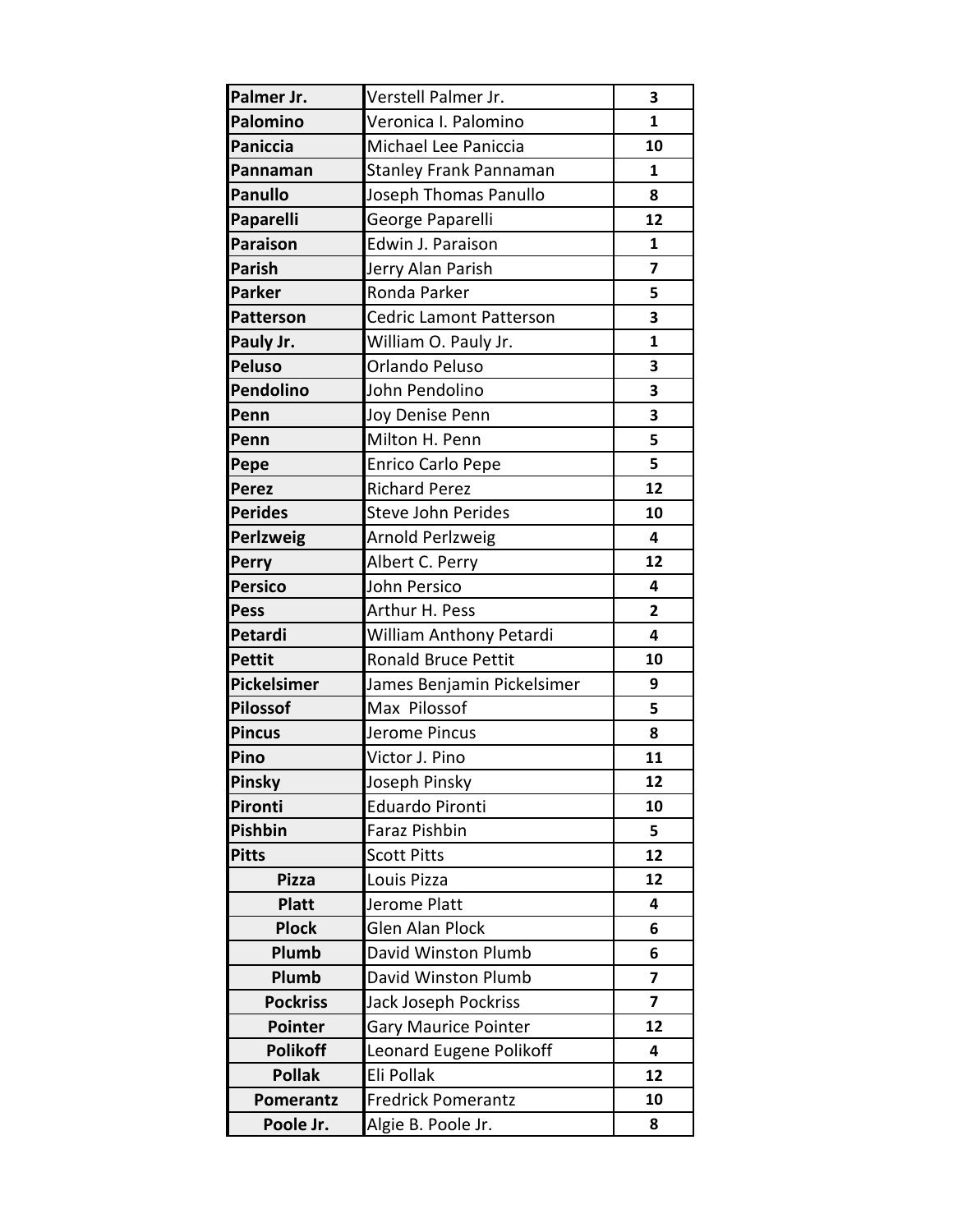| Palmer Jr. | Verstell Palmer Jr. | 3 |
|---|---|---|
| Palomino | Veronica I. Palomino | 1 |
| Paniccia | Michael Lee Paniccia | 10 |
| Pannaman | Stanley Frank Pannaman | 1 |
| Panullo | Joseph Thomas Panullo | 8 |
| Paparelli | George Paparelli | 12 |
| Paraison | Edwin J. Paraison | 1 |
| Parish | Jerry Alan Parish | 7 |
| Parker | Ronda Parker | 5 |
| Patterson | Cedric Lamont Patterson | 3 |
| Pauly Jr. | William O. Pauly Jr. | 1 |
| Peluso | Orlando Peluso | 3 |
| Pendolino | John Pendolino | 3 |
| Penn | Joy Denise Penn | 3 |
| Penn | Milton H. Penn | 5 |
| Pepe | Enrico Carlo Pepe | 5 |
| Perez | Richard Perez | 12 |
| Perides | Steve John Perides | 10 |
| Perlzweig | Arnold Perlzweig | 4 |
| Perry | Albert C. Perry | 12 |
| Persico | John Persico | 4 |
| Pess | Arthur H. Pess | 2 |
| Petardi | William Anthony Petardi | 4 |
| Pettit | Ronald Bruce Pettit | 10 |
| Pickelsimer | James Benjamin Pickelsimer | 9 |
| Pilossof | Max Pilossof | 5 |
| Pincus | Jerome Pincus | 8 |
| Pino | Victor J. Pino | 11 |
| Pinsky | Joseph Pinsky | 12 |
| Pironti | Eduardo Pironti | 10 |
| Pishbin | Faraz Pishbin | 5 |
| Pitts | Scott Pitts | 12 |
| Pizza | Louis Pizza | 12 |
| Platt | Jerome Platt | 4 |
| Plock | Glen Alan Plock | 6 |
| Plumb | David Winston Plumb | 6 |
| Plumb | David Winston Plumb | 7 |
| Pockriss | Jack Joseph Pockriss | 7 |
| Pointer | Gary Maurice Pointer | 12 |
| Polikoff | Leonard Eugene Polikoff | 4 |
| Pollak | Eli Pollak | 12 |
| Pomerantz | Fredrick Pomerantz | 10 |
| Poole Jr. | Algie B. Poole Jr. | 8 |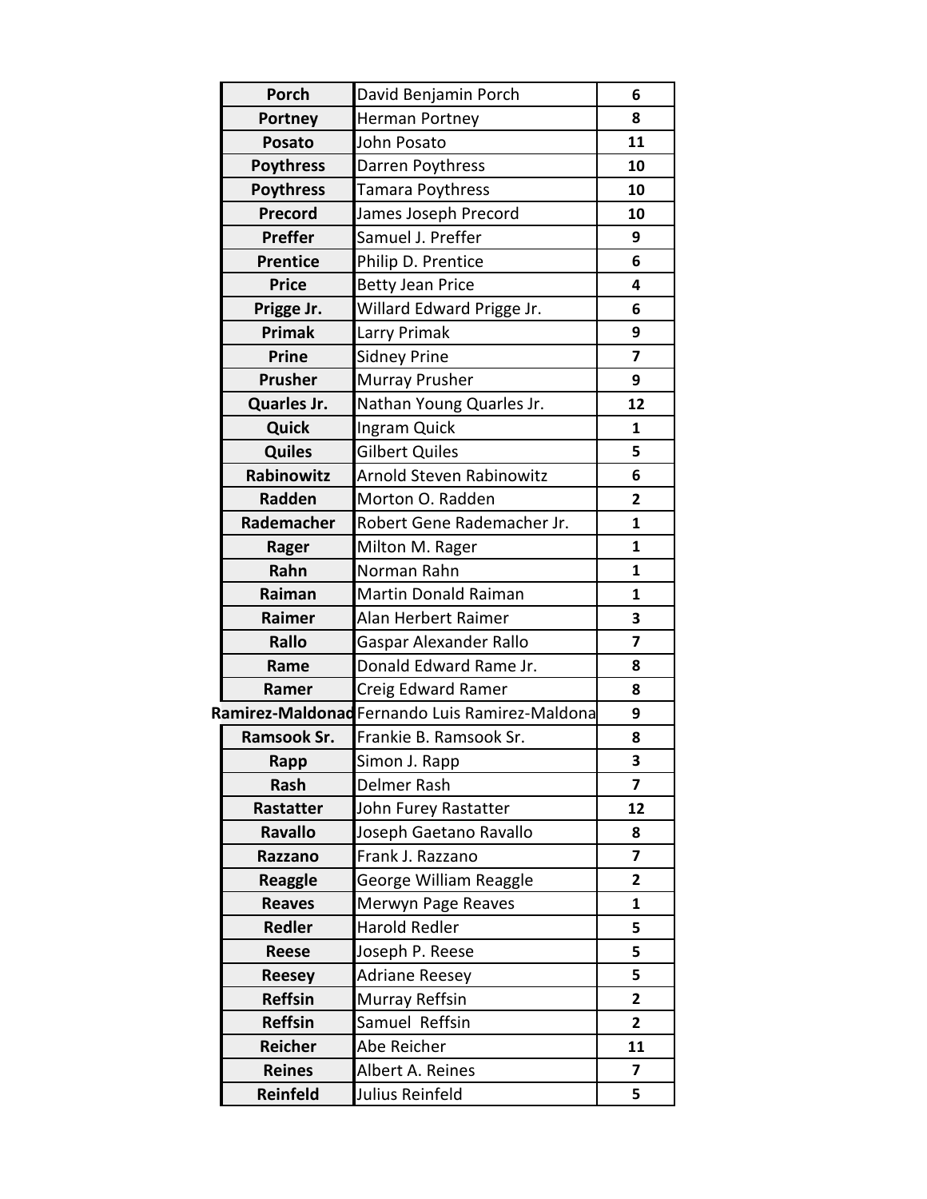| Porch | David Benjamin Porch | 6 |
|---|---|---|
| Portney | Herman Portney | 8 |
| Posato | John Posato | 11 |
| Poythress | Darren Poythress | 10 |
| Poythress | Tamara Poythress | 10 |
| Precord | James Joseph Precord | 10 |
| Preffer | Samuel J. Preffer | 9 |
| Prentice | Philip D. Prentice | 6 |
| Price | Betty Jean Price | 4 |
| Prigge Jr. | Willard Edward Prigge Jr. | 6 |
| Primak | Larry Primak | 9 |
| Prine | Sidney Prine | 7 |
| Prusher | Murray Prusher | 9 |
| Quarles Jr. | Nathan Young Quarles Jr. | 12 |
| Quick | Ingram Quick | 1 |
| Quiles | Gilbert Quiles | 5 |
| Rabinowitz | Arnold Steven Rabinowitz | 6 |
| Radden | Morton O. Radden | 2 |
| Rademacher | Robert Gene Rademacher Jr. | 1 |
| Rager | Milton M. Rager | 1 |
| Rahn | Norman Rahn | 1 |
| Raiman | Martin Donald Raiman | 1 |
| Raimer | Alan Herbert Raimer | 3 |
| Rallo | Gaspar Alexander Rallo | 7 |
| Rame | Donald Edward Rame Jr. | 8 |
| Ramer | Creig Edward Ramer | 8 |
| Ramirez-Maldonad | Fernando Luis Ramirez-Maldona | 9 |
| Ramsook Sr. | Frankie B. Ramsook Sr. | 8 |
| Rapp | Simon J. Rapp | 3 |
| Rash | Delmer Rash | 7 |
| Rastatter | John Furey Rastatter | 12 |
| Ravallo | Joseph Gaetano Ravallo | 8 |
| Razzano | Frank J. Razzano | 7 |
| Reaggle | George William Reaggle | 2 |
| Reaves | Merwyn Page Reaves | 1 |
| Redler | Harold Redler | 5 |
| Reese | Joseph P. Reese | 5 |
| Reesey | Adriane Reesey | 5 |
| Reffsin | Murray Reffsin | 2 |
| Reffsin | Samuel Reffsin | 2 |
| Reicher | Abe Reicher | 11 |
| Reines | Albert A. Reines | 7 |
| Reinfeld | Julius Reinfeld | 5 |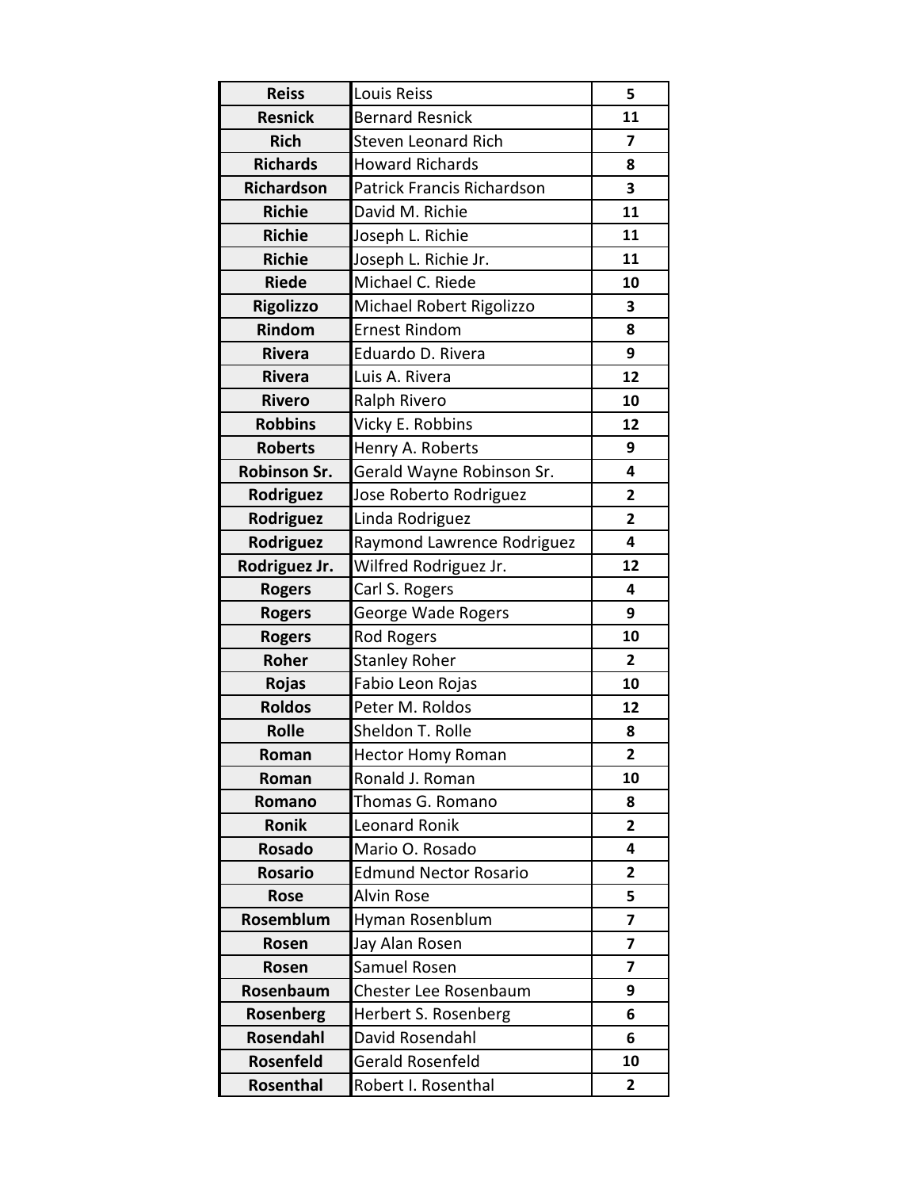| Reiss | Louis Reiss | 5 |
|---|---|---|
| Resnick | Bernard Resnick | 11 |
| Rich | Steven Leonard Rich | 7 |
| Richards | Howard Richards | 8 |
| Richardson | Patrick Francis Richardson | 3 |
| Richie | David M. Richie | 11 |
| Richie | Joseph L. Richie | 11 |
| Richie | Joseph L. Richie Jr. | 11 |
| Riede | Michael C. Riede | 10 |
| Rigolizzo | Michael Robert Rigolizzo | 3 |
| Rindom | Ernest Rindom | 8 |
| Rivera | Eduardo D. Rivera | 9 |
| Rivera | Luis A. Rivera | 12 |
| Rivero | Ralph Rivero | 10 |
| Robbins | Vicky E. Robbins | 12 |
| Roberts | Henry A. Roberts | 9 |
| Robinson Sr. | Gerald Wayne Robinson Sr. | 4 |
| Rodriguez | Jose Roberto Rodriguez | 2 |
| Rodriguez | Linda Rodriguez | 2 |
| Rodriguez | Raymond Lawrence Rodriguez | 4 |
| Rodriguez Jr. | Wilfred Rodriguez Jr. | 12 |
| Rogers | Carl S. Rogers | 4 |
| Rogers | George Wade Rogers | 9 |
| Rogers | Rod Rogers | 10 |
| Roher | Stanley Roher | 2 |
| Rojas | Fabio Leon Rojas | 10 |
| Roldos | Peter M. Roldos | 12 |
| Rolle | Sheldon T. Rolle | 8 |
| Roman | Hector Homy Roman | 2 |
| Roman | Ronald J. Roman | 10 |
| Romano | Thomas G. Romano | 8 |
| Ronik | Leonard Ronik | 2 |
| Rosado | Mario O. Rosado | 4 |
| Rosario | Edmund Nector Rosario | 2 |
| Rose | Alvin Rose | 5 |
| Rosemblum | Hyman Rosenblum | 7 |
| Rosen | Jay Alan Rosen | 7 |
| Rosen | Samuel Rosen | 7 |
| Rosenbaum | Chester Lee Rosenbaum | 9 |
| Rosenberg | Herbert S. Rosenberg | 6 |
| Rosendahl | David Rosendahl | 6 |
| Rosenfeld | Gerald Rosenfeld | 10 |
| Rosenthal | Robert I. Rosenthal | 2 |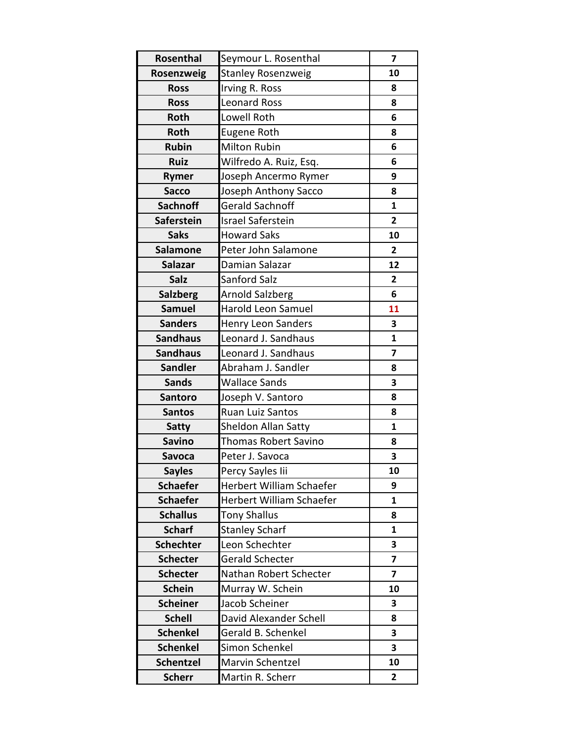| Rosenthal | Seymour L. Rosenthal | 7 |
|---|---|---|
| Rosenzweig | Stanley Rosenzweig | 10 |
| Ross | Irving R. Ross | 8 |
| Ross | Leonard Ross | 8 |
| Roth | Lowell Roth | 6 |
| Roth | Eugene Roth | 8 |
| Rubin | Milton Rubin | 6 |
| Ruiz | Wilfredo A. Ruiz, Esq. | 6 |
| Rymer | Joseph Ancermo Rymer | 9 |
| Sacco | Joseph Anthony Sacco | 8 |
| Sachnoff | Gerald Sachnoff | 1 |
| Saferstein | Israel Saferstein | 2 |
| Saks | Howard Saks | 10 |
| Salamone | Peter John Salamone | 2 |
| Salazar | Damian Salazar | 12 |
| Salz | Sanford Salz | 2 |
| Salzberg | Arnold Salzberg | 6 |
| Samuel | Harold Leon Samuel | 11 |
| Sanders | Henry Leon Sanders | 3 |
| Sandhaus | Leonard J. Sandhaus | 1 |
| Sandhaus | Leonard J. Sandhaus | 7 |
| Sandler | Abraham J. Sandler | 8 |
| Sands | Wallace Sands | 3 |
| Santoro | Joseph V. Santoro | 8 |
| Santos | Ruan Luiz Santos | 8 |
| Satty | Sheldon Allan Satty | 1 |
| Savino | Thomas Robert Savino | 8 |
| Savoca | Peter J. Savoca | 3 |
| Sayles | Percy Sayles Iii | 10 |
| Schaefer | Herbert William Schaefer | 9 |
| Schaefer | Herbert William Schaefer | 1 |
| Schallus | Tony Shallus | 8 |
| Scharf | Stanley Scharf | 1 |
| Schechter | Leon Schechter | 3 |
| Schecter | Gerald Schecter | 7 |
| Schecter | Nathan Robert Schecter | 7 |
| Schein | Murray W. Schein | 10 |
| Scheiner | Jacob Scheiner | 3 |
| Schell | David Alexander Schell | 8 |
| Schenkel | Gerald B. Schenkel | 3 |
| Schenkel | Simon Schenkel | 3 |
| Schentzel | Marvin Schentzel | 10 |
| Scherr | Martin R. Scherr | 2 |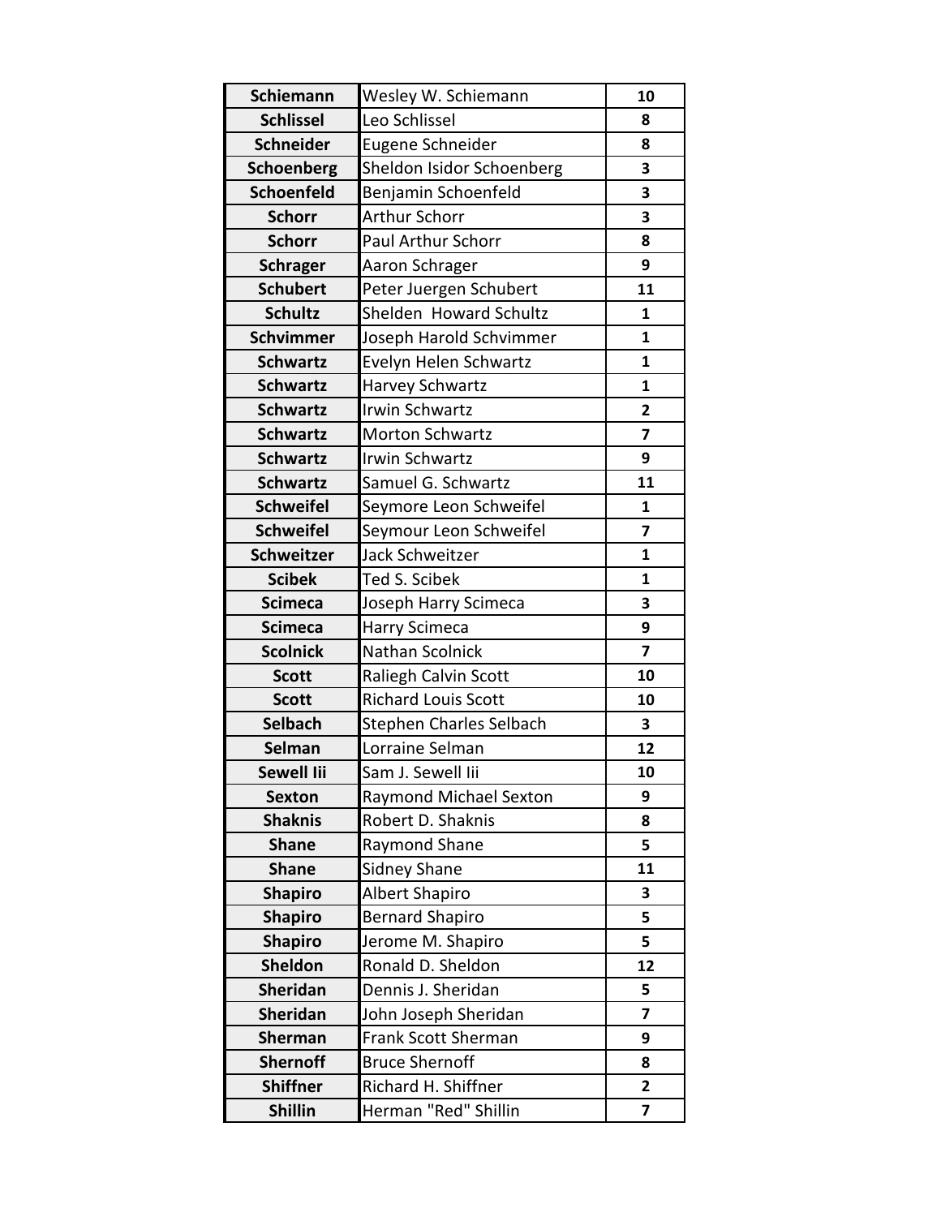| Schiemann | Wesley W. Schiemann | 10 |
|---|---|---|
| Schlissel | Leo Schlissel | 8 |
| Schneider | Eugene Schneider | 8 |
| Schoenberg | Sheldon Isidor Schoenberg | 3 |
| Schoenfeld | Benjamin Schoenfeld | 3 |
| Schorr | Arthur Schorr | 3 |
| Schorr | Paul Arthur Schorr | 8 |
| Schrager | Aaron Schrager | 9 |
| Schubert | Peter Juergen Schubert | 11 |
| Schultz | Shelden  Howard Schultz | 1 |
| Schvimmer | Joseph Harold Schvimmer | 1 |
| Schwartz | Evelyn Helen Schwartz | 1 |
| Schwartz | Harvey Schwartz | 1 |
| Schwartz | Irwin Schwartz | 2 |
| Schwartz | Morton Schwartz | 7 |
| Schwartz | Irwin Schwartz | 9 |
| Schwartz | Samuel G. Schwartz | 11 |
| Schweifel | Seymore Leon Schweifel | 1 |
| Schweifel | Seymour Leon Schweifel | 7 |
| Schweitzer | Jack Schweitzer | 1 |
| Scibek | Ted S. Scibek | 1 |
| Scimeca | Joseph Harry Scimeca | 3 |
| Scimeca | Harry Scimeca | 9 |
| Scolnick | Nathan Scolnick | 7 |
| Scott | Raliegh Calvin Scott | 10 |
| Scott | Richard Louis Scott | 10 |
| Selbach | Stephen Charles Selbach | 3 |
| Selman | Lorraine Selman | 12 |
| Sewell Iii | Sam J. Sewell Iii | 10 |
| Sexton | Raymond Michael Sexton | 9 |
| Shaknis | Robert D. Shaknis | 8 |
| Shane | Raymond Shane | 5 |
| Shane | Sidney Shane | 11 |
| Shapiro | Albert Shapiro | 3 |
| Shapiro | Bernard Shapiro | 5 |
| Shapiro | Jerome M. Shapiro | 5 |
| Sheldon | Ronald D. Sheldon | 12 |
| Sheridan | Dennis J. Sheridan | 5 |
| Sheridan | John Joseph Sheridan | 7 |
| Sherman | Frank Scott Sherman | 9 |
| Shernoff | Bruce Shernoff | 8 |
| Shiffner | Richard H. Shiffner | 2 |
| Shillin | Herman "Red" Shillin | 7 |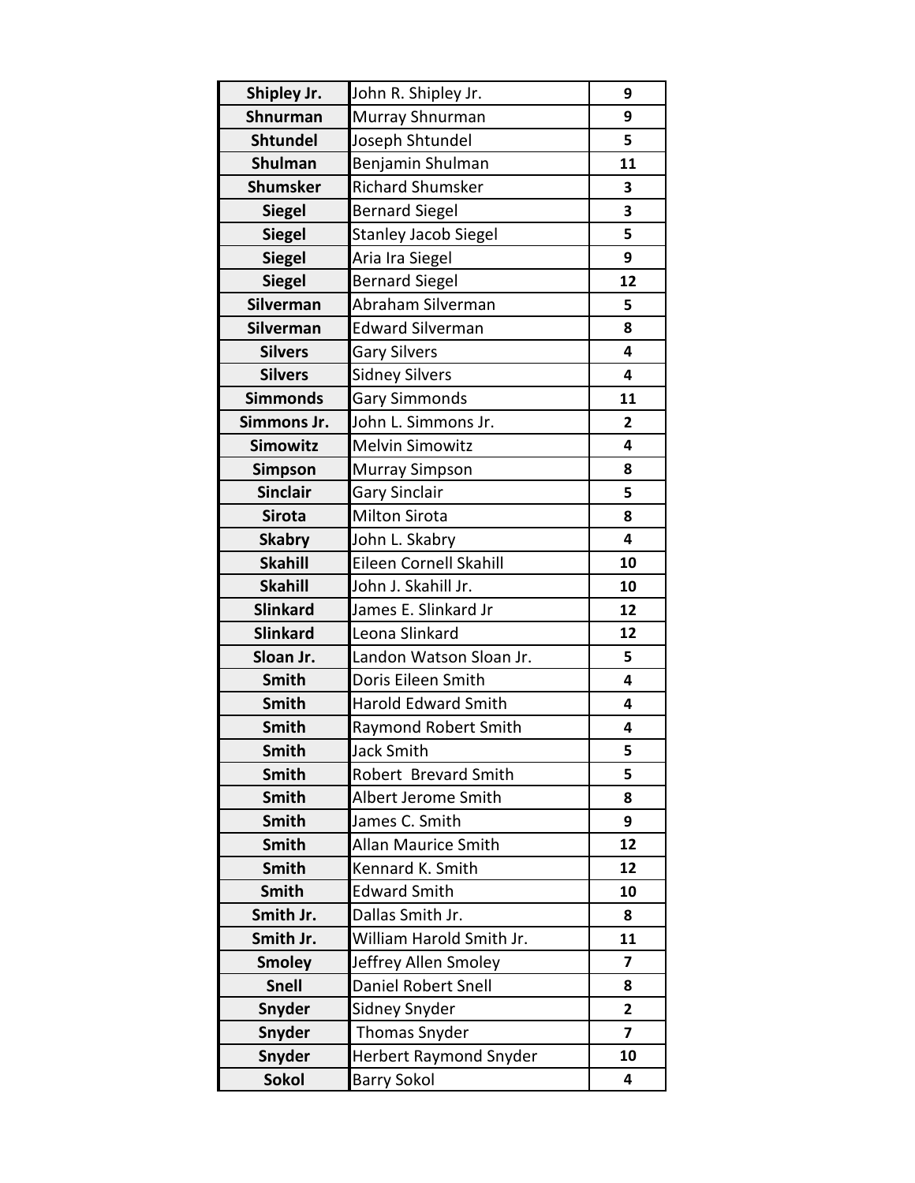| | | |
|---|---|---|
| **Shipley Jr.** | John R. Shipley Jr. | **9** |
| **Shnurman** | Murray Shnurman | **9** |
| **Shtundel** | Joseph Shtundel | **5** |
| **Shulman** | Benjamin Shulman | **11** |
| **Shumsker** | Richard Shumsker | **3** |
| **Siegel** | Bernard Siegel | **3** |
| **Siegel** | Stanley Jacob Siegel | **5** |
| **Siegel** | Aria Ira Siegel | **9** |
| **Siegel** | Bernard Siegel | **12** |
| **Silverman** | Abraham Silverman | **5** |
| **Silverman** | Edward Silverman | **8** |
| **Silvers** | Gary Silvers | **4** |
| **Silvers** | Sidney Silvers | **4** |
| **Simmonds** | Gary Simmonds | **11** |
| **Simmons Jr.** | John L. Simmons Jr. | **2** |
| **Simowitz** | Melvin Simowitz | **4** |
| **Simpson** | Murray Simpson | **8** |
| **Sinclair** | Gary Sinclair | **5** |
| **Sirota** | Milton Sirota | **8** |
| **Skabry** | John L. Skabry | **4** |
| **Skahill** | Eileen Cornell Skahill | **10** |
| **Skahill** | John J. Skahill Jr. | **10** |
| **Slinkard** | James E. Slinkard Jr | **12** |
| **Slinkard** | Leona Slinkard | **12** |
| **Sloan Jr.** | Landon Watson Sloan Jr. | **5** |
| **Smith** | Doris Eileen Smith | **4** |
| **Smith** | Harold Edward Smith | **4** |
| **Smith** | Raymond Robert Smith | **4** |
| **Smith** | Jack Smith | **5** |
| **Smith** | Robert Brevard Smith | **5** |
| **Smith** | Albert Jerome Smith | **8** |
| **Smith** | James C. Smith | **9** |
| **Smith** | Allan Maurice Smith | **12** |
| **Smith** | Kennard K. Smith | **12** |
| **Smith** | Edward Smith | **10** |
| **Smith Jr.** | Dallas Smith Jr. | **8** |
| **Smith Jr.** | William Harold Smith Jr. | **11** |
| **Smoley** | Jeffrey Allen Smoley | **7** |
| **Snell** | Daniel Robert Snell | **8** |
| **Snyder** | Sidney Snyder | **2** |
| **Snyder** | Thomas Snyder | **7** |
| **Snyder** | Herbert Raymond Snyder | **10** |
| **Sokol** | Barry Sokol | **4** |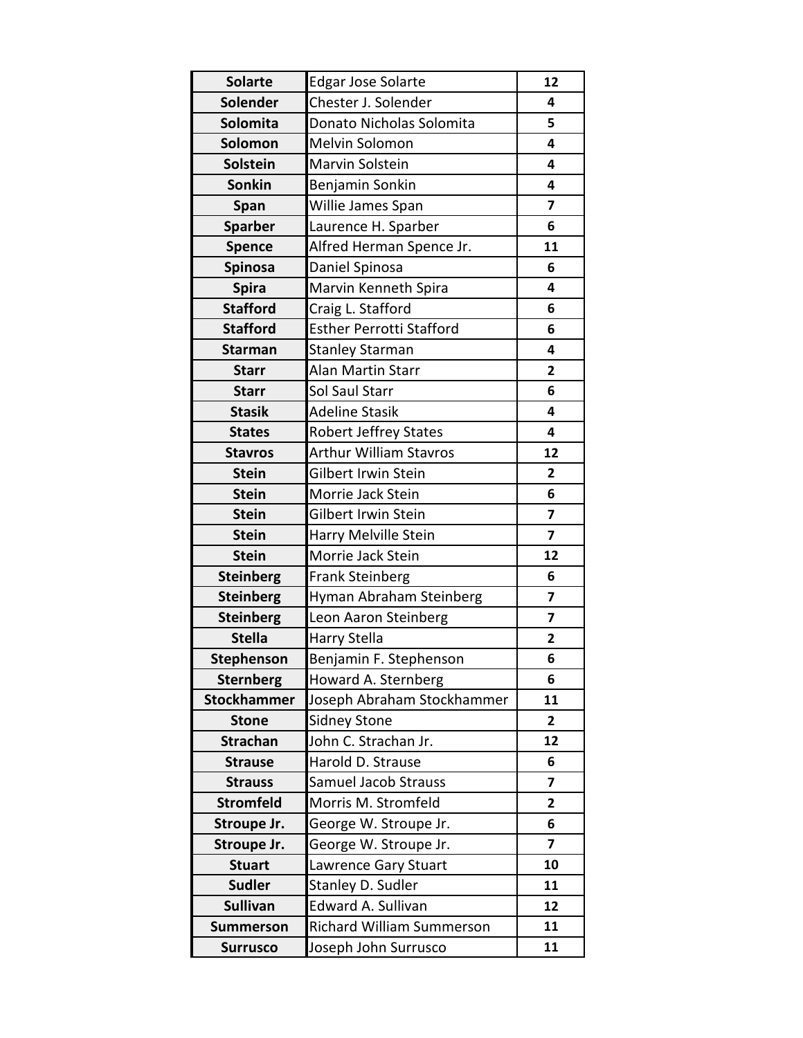| | | |
|---|---|---|
| **Solarte** | Edgar Jose Solarte | **12** |
| **Solender** | Chester J. Solender | **4** |
| **Solomita** | Donato Nicholas Solomita | **5** |
| **Solomon** | Melvin Solomon | **4** |
| **Solstein** | Marvin Solstein | **4** |
| **Sonkin** | Benjamin Sonkin | **4** |
| **Span** | Willie James Span | **7** |
| **Sparber** | Laurence H. Sparber | **6** |
| **Spence** | Alfred Herman Spence Jr. | **11** |
| **Spinosa** | Daniel Spinosa | **6** |
| **Spira** | Marvin Kenneth Spira | **4** |
| **Stafford** | Craig L. Stafford | **6** |
| **Stafford** | Esther Perrotti Stafford | **6** |
| **Starman** | Stanley Starman | **4** |
| **Starr** | Alan Martin Starr | **2** |
| **Starr** | Sol Saul Starr | **6** |
| **Stasik** | Adeline Stasik | **4** |
| **States** | Robert Jeffrey States | **4** |
| **Stavros** | Arthur William Stavros | **12** |
| **Stein** | Gilbert Irwin Stein | **2** |
| **Stein** | Morrie Jack Stein | **6** |
| **Stein** | Gilbert Irwin Stein | **7** |
| **Stein** | Harry Melville Stein | **7** |
| **Stein** | Morrie Jack Stein | **12** |
| **Steinberg** | Frank Steinberg | **6** |
| **Steinberg** | Hyman Abraham Steinberg | **7** |
| **Steinberg** | Leon Aaron Steinberg | **7** |
| **Stella** | Harry Stella | **2** |
| **Stephenson** | Benjamin F. Stephenson | **6** |
| **Sternberg** | Howard A. Sternberg | **6** |
| **Stockhammer** | Joseph Abraham Stockhammer | **11** |
| **Stone** | Sidney Stone | **2** |
| **Strachan** | John C. Strachan Jr. | **12** |
| **Strause** | Harold D. Strause | **6** |
| **Strauss** | Samuel Jacob Strauss | **7** |
| **Stromfeld** | Morris M. Stromfeld | **2** |
| **Stroupe Jr.** | George W. Stroupe Jr. | **6** |
| **Stroupe Jr.** | George W. Stroupe Jr. | **7** |
| **Stuart** | Lawrence Gary Stuart | **10** |
| **Sudler** | Stanley D. Sudler | **11** |
| **Sullivan** | Edward A. Sullivan | **12** |
| **Summerson** | Richard William Summerson | **11** |
| **Surrusco** | Joseph John Surrusco | **11** |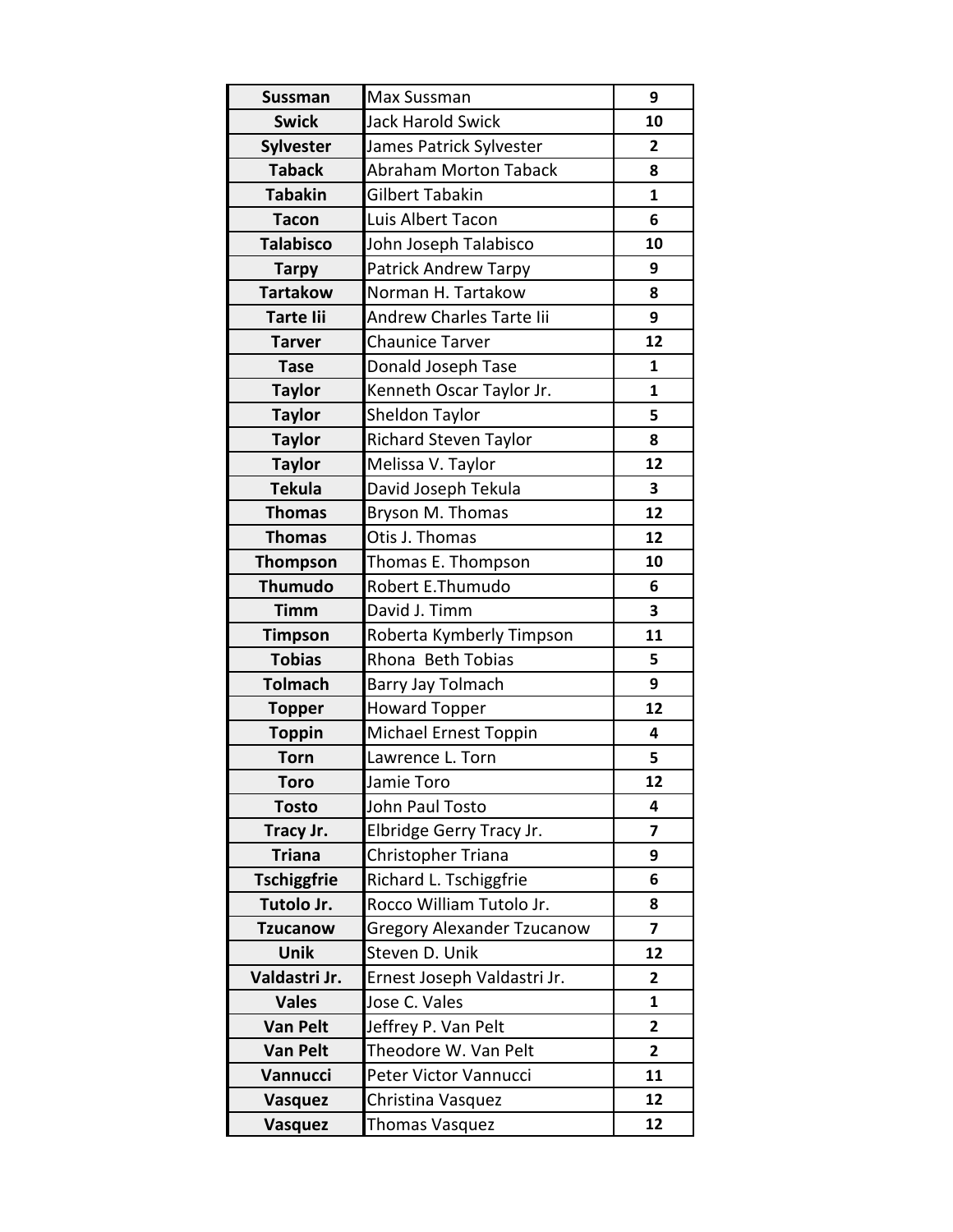| Sussman | Max Sussman | 9 |
|---|---|---|
| Swick | Jack Harold Swick | 10 |
| Sylvester | James Patrick Sylvester | 2 |
| Taback | Abraham Morton Taback | 8 |
| Tabakin | Gilbert Tabakin | 1 |
| Tacon | Luis Albert Tacon | 6 |
| Talabisco | John Joseph Talabisco | 10 |
| Tarpy | Patrick Andrew Tarpy | 9 |
| Tartakow | Norman H. Tartakow | 8 |
| Tarte Iii | Andrew Charles Tarte Iii | 9 |
| Tarver | Chaunice Tarver | 12 |
| Tase | Donald Joseph Tase | 1 |
| Taylor | Kenneth Oscar Taylor Jr. | 1 |
| Taylor | Sheldon Taylor | 5 |
| Taylor | Richard Steven Taylor | 8 |
| Taylor | Melissa V. Taylor | 12 |
| Tekula | David Joseph Tekula | 3 |
| Thomas | Bryson M. Thomas | 12 |
| Thomas | Otis J. Thomas | 12 |
| Thompson | Thomas E. Thompson | 10 |
| Thumudo | Robert E.Thumudo | 6 |
| Timm | David J. Timm | 3 |
| Timpson | Roberta Kymberly Timpson | 11 |
| Tobias | Rhona Beth Tobias | 5 |
| Tolmach | Barry Jay Tolmach | 9 |
| Topper | Howard Topper | 12 |
| Toppin | Michael Ernest Toppin | 4 |
| Torn | Lawrence L. Torn | 5 |
| Toro | Jamie Toro | 12 |
| Tosto | John Paul Tosto | 4 |
| Tracy Jr. | Elbridge Gerry Tracy Jr. | 7 |
| Triana | Christopher Triana | 9 |
| Tschiggfrie | Richard L. Tschiggfrie | 6 |
| Tutolo Jr. | Rocco William Tutolo Jr. | 8 |
| Tzucanow | Gregory Alexander Tzucanow | 7 |
| Unik | Steven D. Unik | 12 |
| Valdastri Jr. | Ernest Joseph Valdastri Jr. | 2 |
| Vales | Jose C. Vales | 1 |
| Van Pelt | Jeffrey P. Van Pelt | 2 |
| Van Pelt | Theodore W. Van Pelt | 2 |
| Vannucci | Peter Victor Vannucci | 11 |
| Vasquez | Christina Vasquez | 12 |
| Vasquez | Thomas Vasquez | 12 |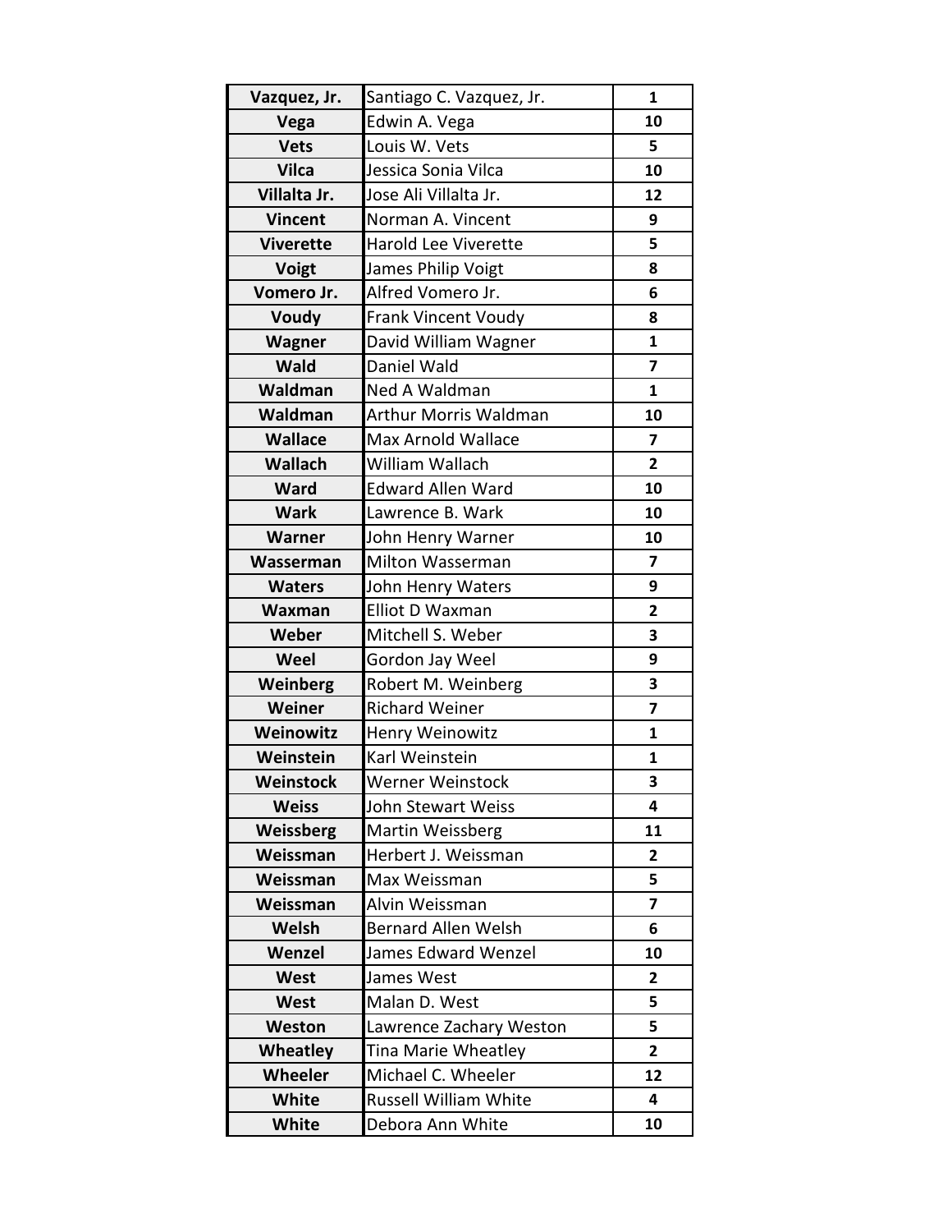| Vazquez, Jr. | Santiago C. Vazquez, Jr. | 1 |
|---|---|---|
| Vega | Edwin A. Vega | 10 |
| Vets | Louis W. Vets | 5 |
| Vilca | Jessica Sonia Vilca | 10 |
| Villalta Jr. | Jose Ali Villalta Jr. | 12 |
| Vincent | Norman A. Vincent | 9 |
| Viverette | Harold Lee Viverette | 5 |
| Voigt | James Philip Voigt | 8 |
| Vomero Jr. | Alfred Vomero Jr. | 6 |
| Voudy | Frank Vincent Voudy | 8 |
| Wagner | David William Wagner | 1 |
| Wald | Daniel Wald | 7 |
| Waldman | Ned A Waldman | 1 |
| Waldman | Arthur Morris Waldman | 10 |
| Wallace | Max Arnold Wallace | 7 |
| Wallach | William Wallach | 2 |
| Ward | Edward Allen Ward | 10 |
| Wark | Lawrence B. Wark | 10 |
| Warner | John Henry Warner | 10 |
| Wasserman | Milton Wasserman | 7 |
| Waters | John Henry Waters | 9 |
| Waxman | Elliot D Waxman | 2 |
| Weber | Mitchell S. Weber | 3 |
| Weel | Gordon Jay Weel | 9 |
| Weinberg | Robert M. Weinberg | 3 |
| Weiner | Richard Weiner | 7 |
| Weinowitz | Henry Weinowitz | 1 |
| Weinstein | Karl Weinstein | 1 |
| Weinstock | Werner Weinstock | 3 |
| Weiss | John Stewart Weiss | 4 |
| Weissberg | Martin Weissberg | 11 |
| Weissman | Herbert J. Weissman | 2 |
| Weissman | Max Weissman | 5 |
| Weissman | Alvin Weissman | 7 |
| Welsh | Bernard Allen Welsh | 6 |
| Wenzel | James Edward Wenzel | 10 |
| West | James West | 2 |
| West | Malan D. West | 5 |
| Weston | Lawrence Zachary Weston | 5 |
| Wheatley | Tina Marie Wheatley | 2 |
| Wheeler | Michael C. Wheeler | 12 |
| White | Russell William White | 4 |
| White | Debora Ann White | 10 |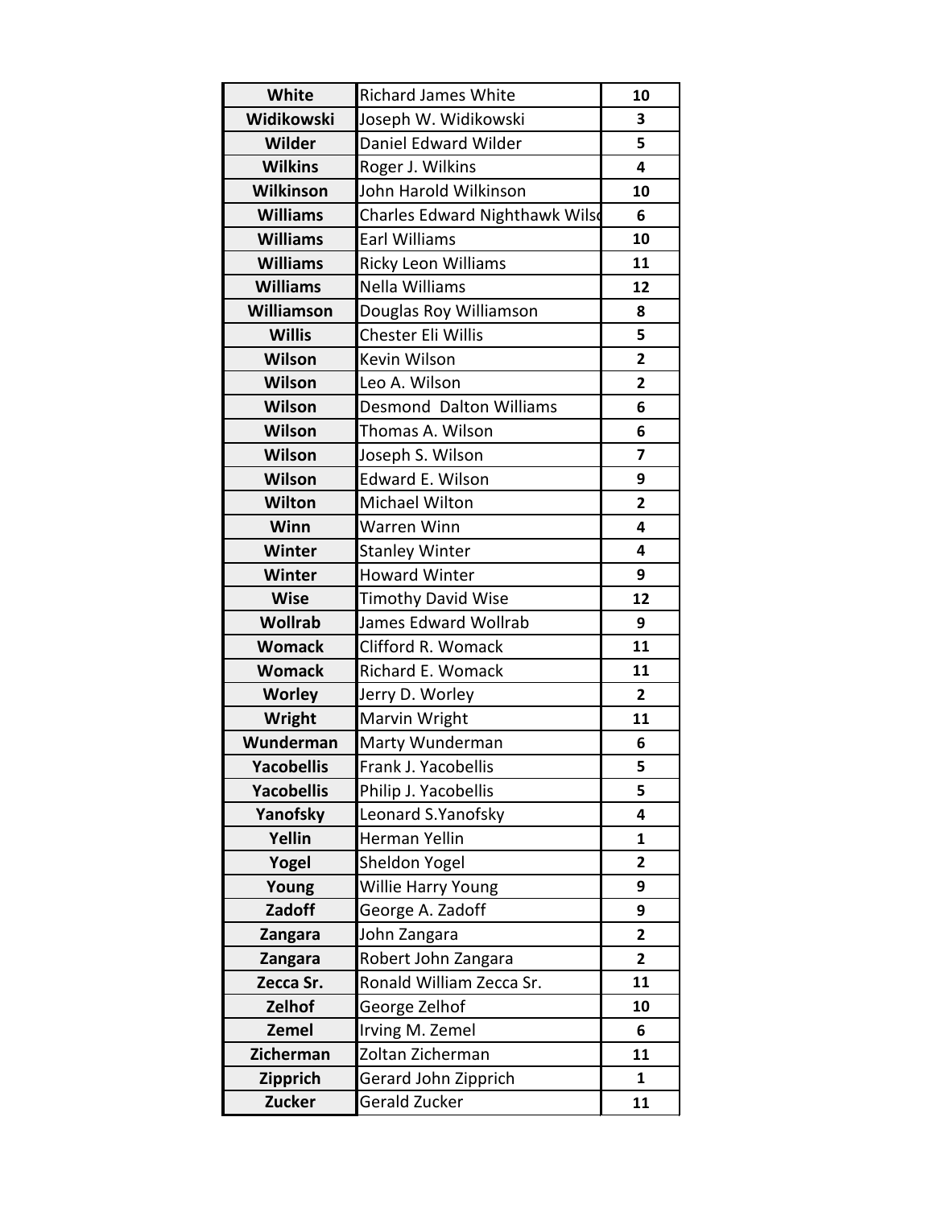| | | |
|---|---|---|
| **White** | Richard James White | **10** |
| **Widikowski** | Joseph W. Widikowski | **3** |
| **Wilder** | Daniel Edward Wilder | **5** |
| **Wilkins** | Roger J. Wilkins | **4** |
| **Wilkinson** | John Harold Wilkinson | **10** |
| **Williams** | Charles Edward Nighthawk Wilso | **6** |
| **Williams** | Earl Williams | **10** |
| **Williams** | Ricky Leon Williams | **11** |
| **Williams** | Nella Williams | **12** |
| **Williamson** | Douglas Roy Williamson | **8** |
| **Willis** | Chester Eli Willis | **5** |
| **Wilson** | Kevin Wilson | **2** |
| **Wilson** | Leo A. Wilson | **2** |
| **Wilson** | Desmond  Dalton Williams | **6** |
| **Wilson** | Thomas A. Wilson | **6** |
| **Wilson** | Joseph S. Wilson | **7** |
| **Wilson** | Edward E. Wilson | **9** |
| **Wilton** | Michael Wilton | **2** |
| **Winn** | Warren Winn | **4** |
| **Winter** | Stanley Winter | **4** |
| **Winter** | Howard Winter | **9** |
| **Wise** | Timothy David Wise | **12** |
| **Wollrab** | James Edward Wollrab | **9** |
| **Womack** | Clifford R. Womack | **11** |
| **Womack** | Richard E. Womack | **11** |
| **Worley** | Jerry D. Worley | **2** |
| **Wright** | Marvin Wright | **11** |
| **Wunderman** | Marty Wunderman | **6** |
| **Yacobellis** | Frank J. Yacobellis | **5** |
| **Yacobellis** | Philip J. Yacobellis | **5** |
| **Yanofsky** | Leonard S.Yanofsky | **4** |
| **Yellin** | Herman Yellin | **1** |
| **Yogel** | Sheldon Yogel | **2** |
| **Young** | Willie Harry Young | **9** |
| **Zadoff** | George A. Zadoff | **9** |
| **Zangara** | John Zangara | **2** |
| **Zangara** | Robert John Zangara | **2** |
| **Zecca Sr.** | Ronald William Zecca Sr. | **11** |
| **Zelhof** | George Zelhof | **10** |
| **Zemel** | Irving M. Zemel | **6** |
| **Zicherman** | Zoltan Zicherman | **11** |
| **Zipprich** | Gerard John Zipprich | **1** |
| **Zucker** | Gerald Zucker | **11** |